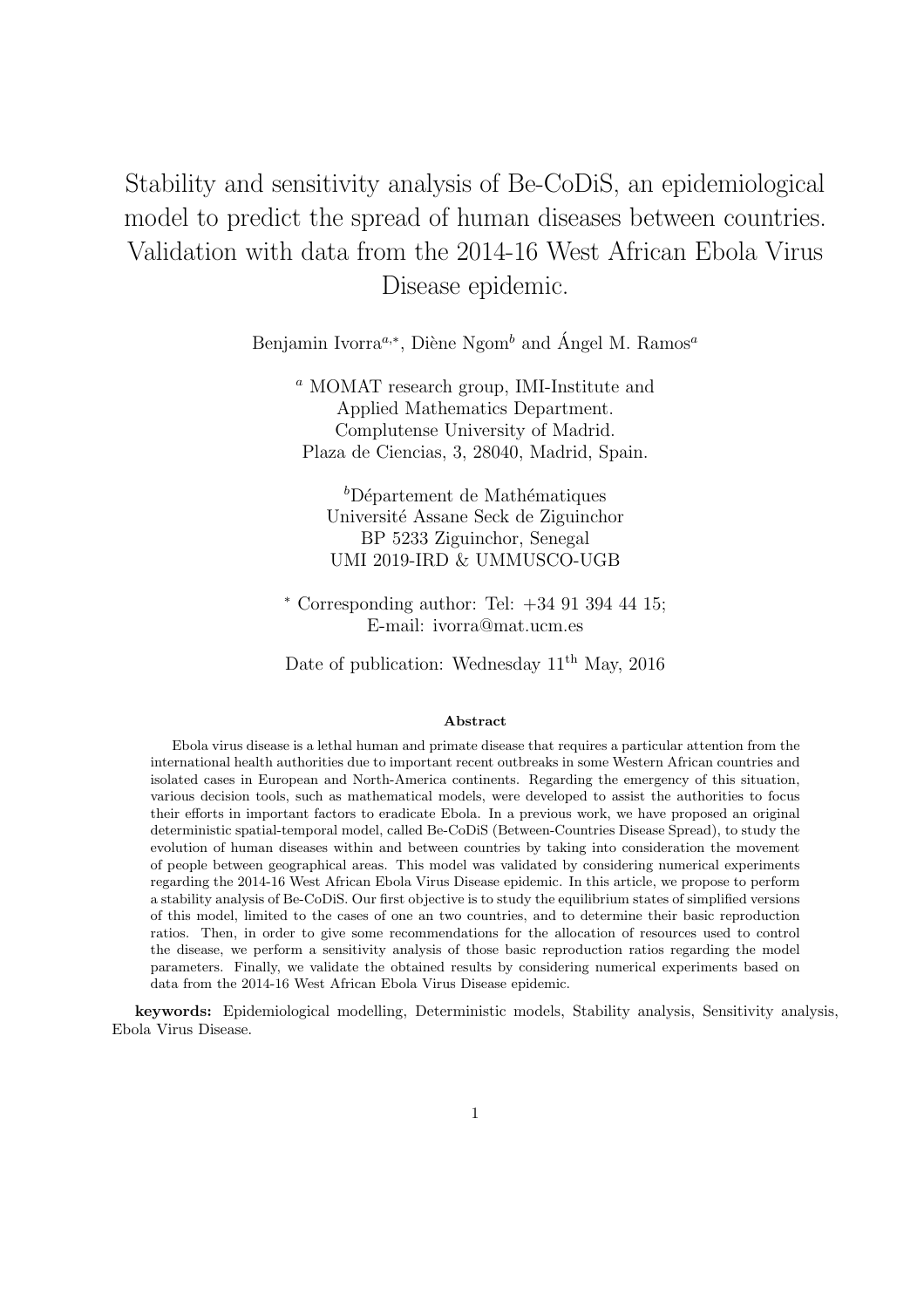# Stability and sensitivity analysis of Be-CoDiS, an epidemiological model to predict the spread of human diseases between countries. Validation with data from the 2014-16 West African Ebola Virus Disease epidemic.

Benjamin Ivorra[a,*], Diène Ngom[b] and Ángel M. Ramos[a]

[a] MOMAT research group, IMI-Institute and
Applied Mathematics Department.
Complutense University of Madrid.
Plaza de Ciencias, 3, 28040, Madrid, Spain.

[b] Département de Mathématiques
Université Assane Seck de Ziguinchor
BP 5233 Ziguinchor, Senegal
UMI 2019-IRD & UMMUSCO-UGB

[*] Corresponding author: Tel: +34 91 394 44 15;
E-mail: ivorra@mat.ucm.es

Date of publication: Wednesday 11th May, 2016

**Abstract**

Ebola virus disease is a lethal human and primate disease that requires a particular attention from the international health authorities due to important recent outbreaks in some Western African countries and isolated cases in European and North-America continents. Regarding the emergency of this situation, various decision tools, such as mathematical models, were developed to assist the authorities to focus their efforts in important factors to eradicate Ebola. In a previous work, we have proposed an original deterministic spatial-temporal model, called Be-CoDiS (Between-Countries Disease Spread), to study the evolution of human diseases within and between countries by taking into consideration the movement of people between geographical areas. This model was validated by considering numerical experiments regarding the 2014-16 West African Ebola Virus Disease epidemic. In this article, we propose to perform a stability analysis of Be-CoDiS. Our first objective is to study the equilibrium states of simplified versions of this model, limited to the cases of one an two countries, and to determine their basic reproduction ratios. Then, in order to give some recommendations for the allocation of resources used to control the disease, we perform a sensitivity analysis of those basic reproduction ratios regarding the model parameters. Finally, we validate the obtained results by considering numerical experiments based on data from the 2014-16 West African Ebola Virus Disease epidemic.

**keywords:** Epidemiological modelling, Deterministic models, Stability analysis, Sensitivity analysis, Ebola Virus Disease.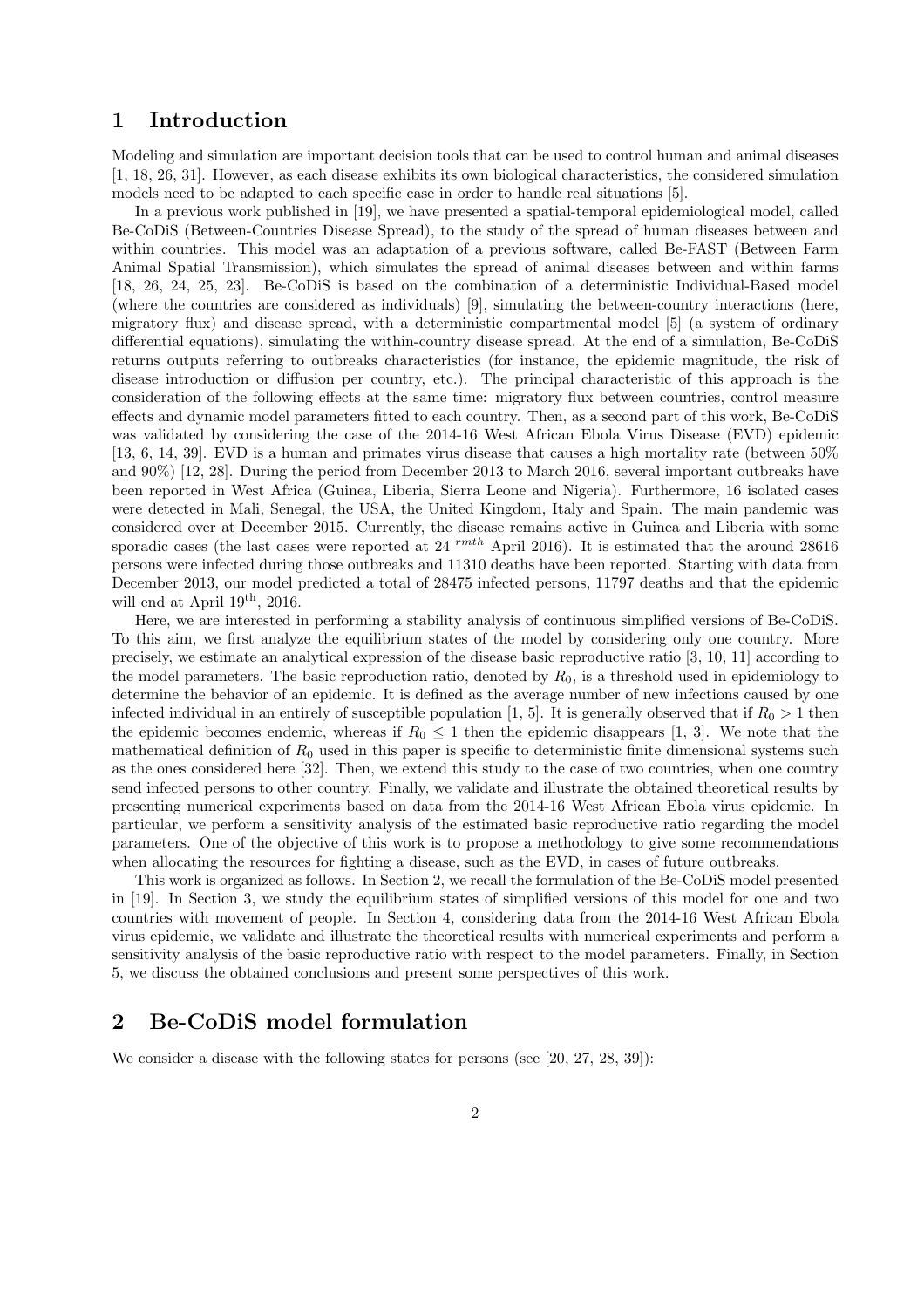# 1 Introduction

Modeling and simulation are important decision tools that can be used to control human and animal diseases [1, 18, 26, 31]. However, as each disease exhibits its own biological characteristics, the considered simulation models need to be adapted to each specific case in order to handle real situations [5].

In a previous work published in [19], we have presented a spatial-temporal epidemiological model, called Be-CoDiS (Between-Countries Disease Spread), to the study of the spread of human diseases between and within countries. This model was an adaptation of a previous software, called Be-FAST (Between Farm Animal Spatial Transmission), which simulates the spread of animal diseases between and within farms [18, 26, 24, 25, 23]. Be-CoDiS is based on the combination of a deterministic Individual-Based model (where the countries are considered as individuals) [9], simulating the between-country interactions (here, migratory flux) and disease spread, with a deterministic compartmental model [5] (a system of ordinary differential equations), simulating the within-country disease spread. At the end of a simulation, Be-CoDiS returns outputs referring to outbreaks characteristics (for instance, the epidemic magnitude, the risk of disease introduction or diffusion per country, etc.). The principal characteristic of this approach is the consideration of the following effects at the same time: migratory flux between countries, control measure effects and dynamic model parameters fitted to each country. Then, as a second part of this work, Be-CoDiS was validated by considering the case of the 2014-16 West African Ebola Virus Disease (EVD) epidemic [13, 6, 14, 39]. EVD is a human and primates virus disease that causes a high mortality rate (between 50% and 90%) [12, 28]. During the period from December 2013 to March 2016, several important outbreaks have been reported in West Africa (Guinea, Liberia, Sierra Leone and Nigeria). Furthermore, 16 isolated cases were detected in Mali, Senegal, the USA, the United Kingdom, Italy and Spain. The main pandemic was considered over at December 2015. Currently, the disease remains active in Guinea and Liberia with some sporadic cases (the last cases were reported at 24 $^{rmth}$ April 2016). It is estimated that the around 28616 persons were infected during those outbreaks and 11310 deaths have been reported. Starting with data from December 2013, our model predicted a total of 28475 infected persons, 11797 deaths and that the epidemic will end at April 19$^{\text{th}}$, 2016.

Here, we are interested in performing a stability analysis of continuous simplified versions of Be-CoDiS. To this aim, we first analyze the equilibrium states of the model by considering only one country. More precisely, we estimate an analytical expression of the disease basic reproductive ratio [3, 10, 11] according to the model parameters. The basic reproduction ratio, denoted by $R_0$, is a threshold used in epidemiology to determine the behavior of an epidemic. It is defined as the average number of new infections caused by one infected individual in an entirely of susceptible population [1, 5]. It is generally observed that if $R_0 > 1$ then the epidemic becomes endemic, whereas if $R_0 \leq 1$ then the epidemic disappears [1, 3]. We note that the mathematical definition of $R_0$ used in this paper is specific to deterministic finite dimensional systems such as the ones considered here [32]. Then, we extend this study to the case of two countries, when one country send infected persons to other country. Finally, we validate and illustrate the obtained theoretical results by presenting numerical experiments based on data from the 2014-16 West African Ebola virus epidemic. In particular, we perform a sensitivity analysis of the estimated basic reproductive ratio regarding the model parameters. One of the objective of this work is to propose a methodology to give some recommendations when allocating the resources for fighting a disease, such as the EVD, in cases of future outbreaks.

This work is organized as follows. In Section 2, we recall the formulation of the Be-CoDiS model presented in [19]. In Section 3, we study the equilibrium states of simplified versions of this model for one and two countries with movement of people. In Section 4, considering data from the 2014-16 West African Ebola virus epidemic, we validate and illustrate the theoretical results with numerical experiments and perform a sensitivity analysis of the basic reproductive ratio with respect to the model parameters. Finally, in Section 5, we discuss the obtained conclusions and present some perspectives of this work.

# 2 Be-CoDiS model formulation

We consider a disease with the following states for persons (see [20, 27, 28, 39]):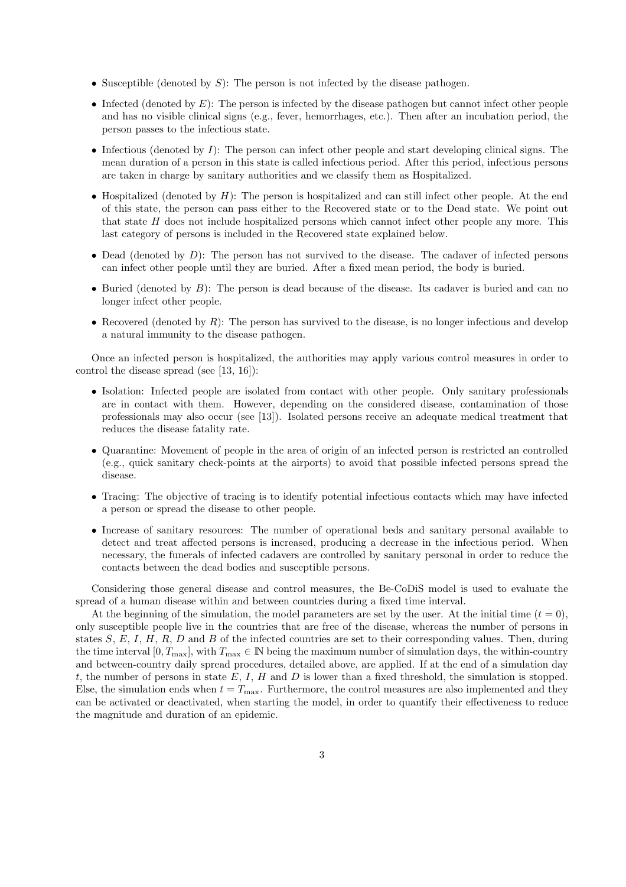- Susceptible (denoted by $S$): The person is not infected by the disease pathogen.
- Infected (denoted by $E$): The person is infected by the disease pathogen but cannot infect other people and has no visible clinical signs (e.g., fever, hemorrhages, etc.). Then after an incubation period, the person passes to the infectious state.
- Infectious (denoted by $I$): The person can infect other people and start developing clinical signs. The mean duration of a person in this state is called infectious period. After this period, infectious persons are taken in charge by sanitary authorities and we classify them as Hospitalized.
- Hospitalized (denoted by $H$): The person is hospitalized and can still infect other people. At the end of this state, the person can pass either to the Recovered state or to the Dead state. We point out that state $H$ does not include hospitalized persons which cannot infect other people any more. This last category of persons is included in the Recovered state explained below.
- Dead (denoted by $D$): The person has not survived to the disease. The cadaver of infected persons can infect other people until they are buried. After a fixed mean period, the body is buried.
- Buried (denoted by $B$): The person is dead because of the disease. Its cadaver is buried and can no longer infect other people.
- Recovered (denoted by $R$): The person has survived to the disease, is no longer infectious and develop a natural immunity to the disease pathogen.

Once an infected person is hospitalized, the authorities may apply various control measures in order to control the disease spread (see [13, 16]):

- Isolation: Infected people are isolated from contact with other people. Only sanitary professionals are in contact with them. However, depending on the considered disease, contamination of those professionals may also occur (see [13]). Isolated persons receive an adequate medical treatment that reduces the disease fatality rate.
- Quarantine: Movement of people in the area of origin of an infected person is restricted an controlled (e.g., quick sanitary check-points at the airports) to avoid that possible infected persons spread the disease.
- Tracing: The objective of tracing is to identify potential infectious contacts which may have infected a person or spread the disease to other people.
- Increase of sanitary resources: The number of operational beds and sanitary personal available to detect and treat affected persons is increased, producing a decrease in the infectious period. When necessary, the funerals of infected cadavers are controlled by sanitary personal in order to reduce the contacts between the dead bodies and susceptible persons.

Considering those general disease and control measures, the Be-CoDiS model is used to evaluate the spread of a human disease within and between countries during a fixed time interval.

At the beginning of the simulation, the model parameters are set by the user. At the initial time ($t = 0$), only susceptible people live in the countries that are free of the disease, whereas the number of persons in states $S$, $E$, $I$, $H$, $R$, $D$ and $B$ of the infected countries are set to their corresponding values. Then, during the time interval $[0, T_{\max}]$, with $T_{\max} \in \mathbb{N}$ being the maximum number of simulation days, the within-country and between-country daily spread procedures, detailed above, are applied. If at the end of a simulation day $t$, the number of persons in state $E$, $I$, $H$ and $D$ is lower than a fixed threshold, the simulation is stopped. Else, the simulation ends when $t = T_{\max}$. Furthermore, the control measures are also implemented and they can be activated or deactivated, when starting the model, in order to quantify their effectiveness to reduce the magnitude and duration of an epidemic.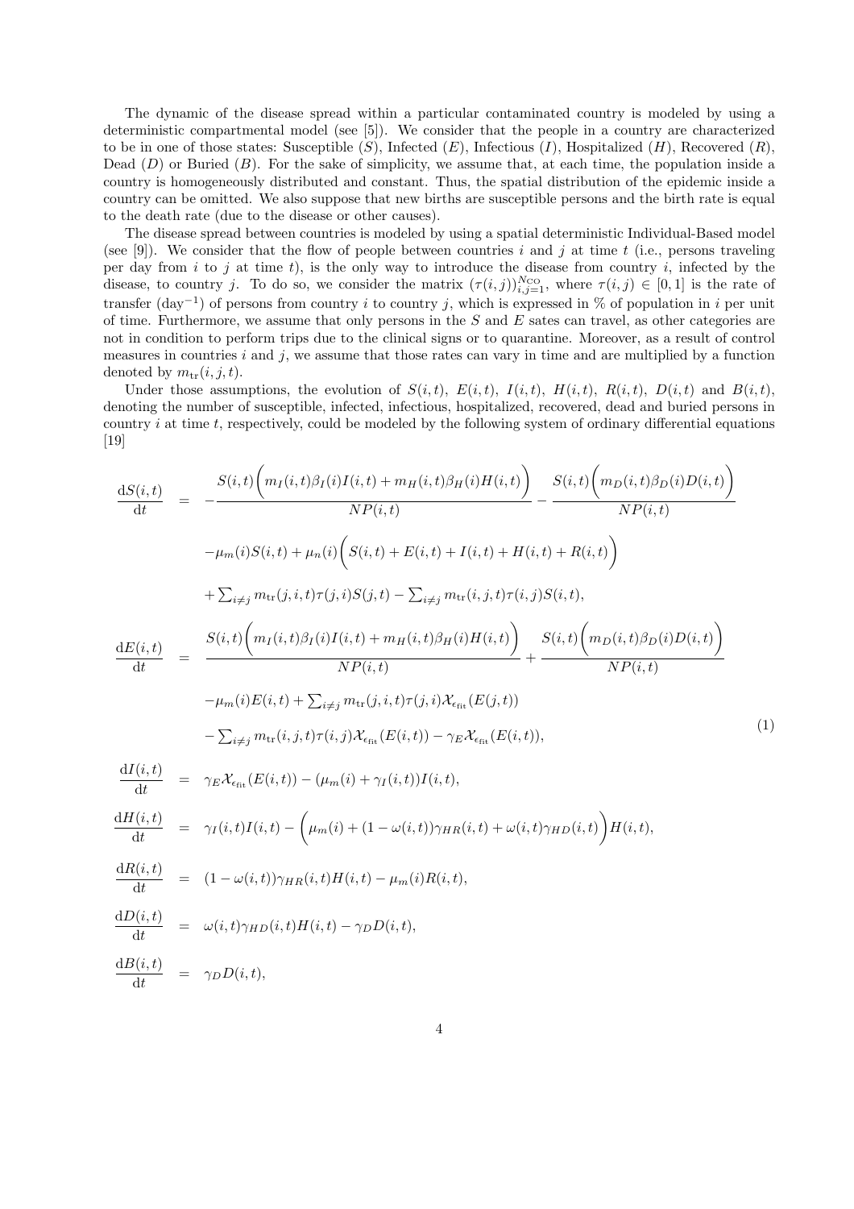The dynamic of the disease spread within a particular contaminated country is modeled by using a deterministic compartmental model (see [5]). We consider that the people in a country are characterized to be in one of those states: Susceptible ($S$), Infected ($E$), Infectious ($I$), Hospitalized ($H$), Recovered ($R$), Dead ($D$) or Buried ($B$). For the sake of simplicity, we assume that, at each time, the population inside a country is homogeneously distributed and constant. Thus, the spatial distribution of the epidemic inside a country can be omitted. We also suppose that new births are susceptible persons and the birth rate is equal to the death rate (due to the disease or other causes).

The disease spread between countries is modeled by using a spatial deterministic Individual-Based model (see [9]). We consider that the flow of people between countries $i$ and $j$ at time $t$ (i.e., persons traveling per day from $i$ to $j$ at time $t$), is the only way to introduce the disease from country $i$, infected by the disease, to country $j$. To do so, we consider the matrix $(\tau(i,j))_{i,j=1}^{N_{\mathrm{CO}}}$, where $\tau(i,j) \in [0,1]$ is the rate of transfer (day$^{-1}$) of persons from country $i$ to country $j$, which is expressed in % of population in $i$ per unit of time. Furthermore, we assume that only persons in the $S$ and $E$ sates can travel, as other categories are not in condition to perform trips due to the clinical signs or to quarantine. Moreover, as a result of control measures in countries $i$ and $j$, we assume that those rates can vary in time and are multiplied by a function denoted by $m_{\mathrm{tr}}(i,j,t)$.

Under those assumptions, the evolution of $S(i,t)$, $E(i,t)$, $I(i,t)$, $H(i,t)$, $R(i,t)$, $D(i,t)$ and $B(i,t)$, denoting the number of susceptible, infected, infectious, hospitalized, recovered, dead and buried persons in country $i$ at time $t$, respectively, could be modeled by the following system of ordinary differential equations [19]

$$
\begin{aligned}
\frac{\mathrm{d}S(i,t)}{\mathrm{d}t} &= -\frac{S(i,t)\Big(m_I(i,t)\beta_I(i)I(i,t)+m_H(i,t)\beta_H(i)H(i,t)\Big)}{NP(i,t)} - \frac{S(i,t)\Big(m_D(i,t)\beta_D(i)D(i,t)\Big)}{NP(i,t)} \\
&\quad -\mu_m(i)S(i,t)+\mu_n(i)\Big(S(i,t)+E(i,t)+I(i,t)+H(i,t)+R(i,t)\Big) \\
&\quad +\textstyle\sum_{i\neq j} m_{\mathrm{tr}}(j,i,t)\tau(j,i)S(j,t) - \sum_{i\neq j} m_{\mathrm{tr}}(i,j,t)\tau(i,j)S(i,t), \\
\frac{\mathrm{d}E(i,t)}{\mathrm{d}t} &= \frac{S(i,t)\Big(m_I(i,t)\beta_I(i)I(i,t)+m_H(i,t)\beta_H(i)H(i,t)\Big)}{NP(i,t)} + \frac{S(i,t)\Big(m_D(i,t)\beta_D(i)D(i,t)\Big)}{NP(i,t)} \\
&\quad -\mu_m(i)E(i,t)+\textstyle\sum_{i\neq j} m_{\mathrm{tr}}(j,i,t)\tau(j,i)\mathcal{X}_{\epsilon_{\mathrm{fit}}}(E(j,t)) \\
&\quad -\textstyle\sum_{i\neq j} m_{\mathrm{tr}}(i,j,t)\tau(i,j)\mathcal{X}_{\epsilon_{\mathrm{fit}}}(E(i,t)) - \gamma_E\mathcal{X}_{\epsilon_{\mathrm{fit}}}(E(i,t)), \\
\frac{\mathrm{d}I(i,t)}{\mathrm{d}t} &= \gamma_E\mathcal{X}_{\epsilon_{\mathrm{fit}}}(E(i,t)) - (\mu_m(i)+\gamma_I(i,t))I(i,t), \\
\frac{\mathrm{d}H(i,t)}{\mathrm{d}t} &= \gamma_I(i,t)I(i,t) - \Big(\mu_m(i)+(1-\omega(i,t))\gamma_{HR}(i,t)+\omega(i,t)\gamma_{HD}(i,t)\Big)H(i,t), \\
\frac{\mathrm{d}R(i,t)}{\mathrm{d}t} &= (1-\omega(i,t))\gamma_{HR}(i,t)H(i,t) - \mu_m(i)R(i,t), \\
\frac{\mathrm{d}D(i,t)}{\mathrm{d}t} &= \omega(i,t)\gamma_{HD}(i,t)H(i,t) - \gamma_D D(i,t), \\
\frac{\mathrm{d}B(i,t)}{\mathrm{d}t} &= \gamma_D D(i,t),
\end{aligned}
\tag{1}
$$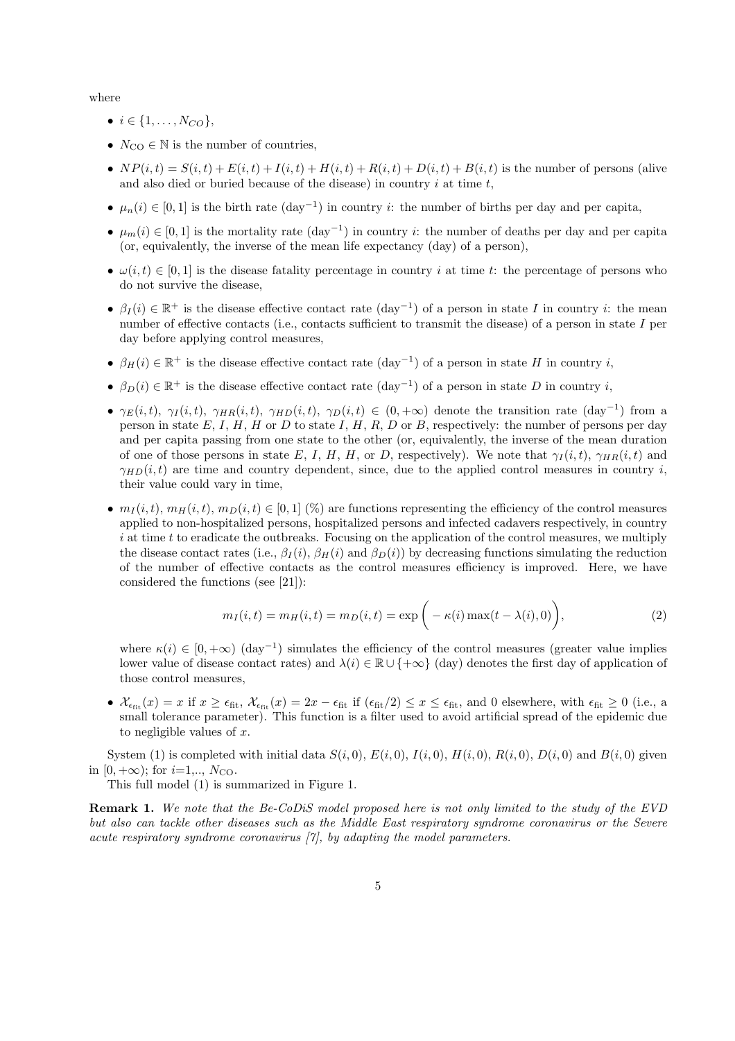where

- $i \in \{1, \ldots, N_{CO}\}$,
- $N_{\text{CO}} \in \mathbb{N}$ is the number of countries,
- $NP(i,t) = S(i,t) + E(i,t) + I(i,t) + H(i,t) + R(i,t) + D(i,t) + B(i,t)$ is the number of persons (alive and also died or buried because of the disease) in country $i$ at time $t$,
- $\mu_n(i) \in [0,1]$ is the birth rate (day$^{-1}$) in country $i$: the number of births per day and per capita,
- $\mu_m(i) \in [0,1]$ is the mortality rate (day$^{-1}$) in country $i$: the number of deaths per day and per capita (or, equivalently, the inverse of the mean life expectancy (day) of a person),
- $\omega(i,t) \in [0,1]$ is the disease fatality percentage in country $i$ at time $t$: the percentage of persons who do not survive the disease,
- $\beta_I(i) \in \mathbb{R}^+$ is the disease effective contact rate (day$^{-1}$) of a person in state $I$ in country $i$: the mean number of effective contacts (i.e., contacts sufficient to transmit the disease) of a person in state $I$ per day before applying control measures,
- $\beta_H(i) \in \mathbb{R}^+$ is the disease effective contact rate (day$^{-1}$) of a person in state $H$ in country $i$,
- $\beta_D(i) \in \mathbb{R}^+$ is the disease effective contact rate (day$^{-1}$) of a person in state $D$ in country $i$,
- $\gamma_E(i,t)$, $\gamma_I(i,t)$, $\gamma_{HR}(i,t)$, $\gamma_{HD}(i,t)$, $\gamma_D(i,t) \in (0, +\infty)$ denote the transition rate (day$^{-1}$) from a person in state $E$, $I$, $H$, $H$ or $D$ to state $I$, $H$, $R$, $D$ or $B$, respectively: the number of persons per day and per capita passing from one state to the other (or, equivalently, the inverse of the mean duration of one of those persons in state $E$, $I$, $H$, $H$, or $D$, respectively). We note that $\gamma_I(i,t)$, $\gamma_{HR}(i,t)$ and $\gamma_{HD}(i,t)$ are time and country dependent, since, due to the applied control measures in country $i$, their value could vary in time,
- $m_I(i,t)$, $m_H(i,t)$, $m_D(i,t) \in [0,1]$ (%) are functions representing the efficiency of the control measures applied to non-hospitalized persons, hospitalized persons and infected cadavers respectively, in country $i$ at time $t$ to eradicate the outbreaks. Focusing on the application of the control measures, we multiply the disease contact rates (i.e., $\beta_I(i)$, $\beta_H(i)$ and $\beta_D(i)$) by decreasing functions simulating the reduction of the number of effective contacts as the control measures efficiency is improved. Here, we have considered the functions (see [21]):

$$m_I(i,t) = m_H(i,t) = m_D(i,t) = \exp\bigg( - \kappa(i) \max(t - \lambda(i), 0) \bigg), \tag{2}$$

  where $\kappa(i) \in [0, +\infty)$ (day$^{-1}$) simulates the efficiency of the control measures (greater value implies lower value of disease contact rates) and $\lambda(i) \in \mathbb{R} \cup \{+\infty\}$ (day) denotes the first day of application of those control measures,

- $\mathcal{X}_{\epsilon_{\text{fit}}}(x) = x$ if $x \geq \epsilon_{\text{fit}}$, $\mathcal{X}_{\epsilon_{\text{fit}}}(x) = 2x - \epsilon_{\text{fit}}$ if $(\epsilon_{\text{fit}}/2) \leq x \leq \epsilon_{\text{fit}}$, and 0 elsewhere, with $\epsilon_{\text{fit}} \geq 0$ (i.e., a small tolerance parameter). This function is a filter used to avoid artificial spread of the epidemic due to negligible values of $x$.

System (1) is completed with initial data $S(i,0)$, $E(i,0)$, $I(i,0)$, $H(i,0)$, $R(i,0)$, $D(i,0)$ and $B(i,0)$ given in $[0, +\infty)$; for $i$=1,.., $N_{\text{CO}}$.

This full model (1) is summarized in Figure 1.

**Remark 1.** *We note that the Be-CoDiS model proposed here is not only limited to the study of the EVD but also can tackle other diseases such as the Middle East respiratory syndrome coronavirus or the Severe acute respiratory syndrome coronavirus [7], by adapting the model parameters.*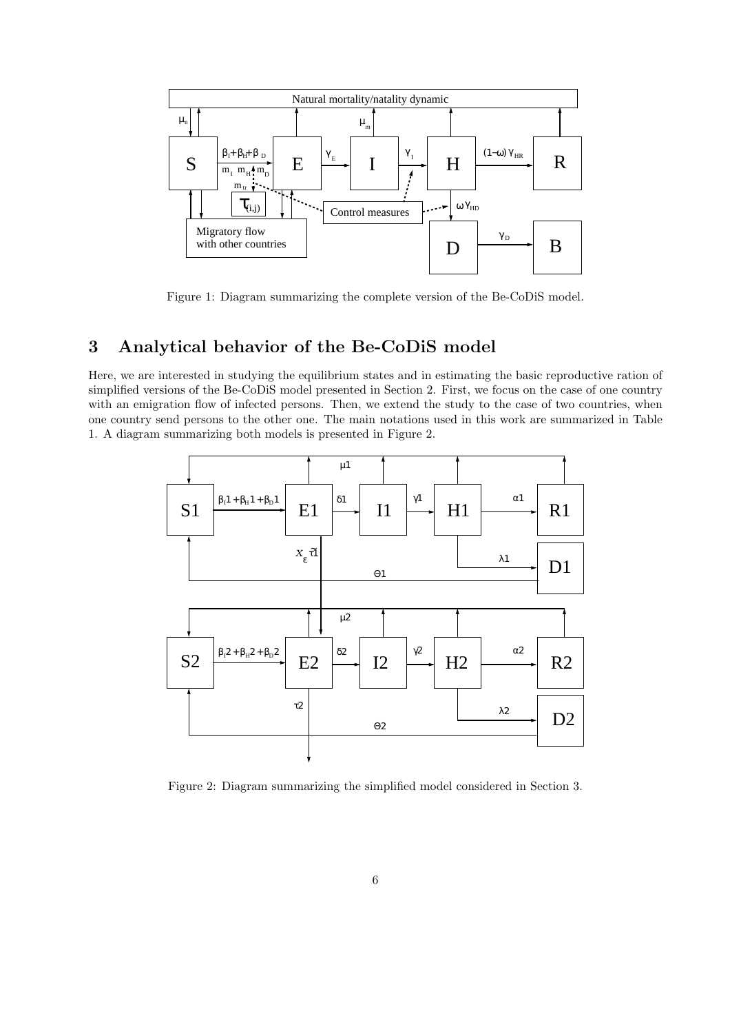Figure 1: Diagram summarizing the complete version of the Be-CoDiS model.

## 3 Analytical behavior of the Be-CoDiS model

Here, we are interested in studying the equilibrium states and in estimating the basic reproductive ration of simplified versions of the Be-CoDiS model presented in Section 2. First, we focus on the case of one country with an emigration flow of infected persons. Then, we extend the study to the case of two countries, when one country send persons to the other one. The main notations used in this work are summarized in Table 1. A diagram summarizing both models is presented in Figure 2.

Figure 2: Diagram summarizing the simplified model considered in Section 3.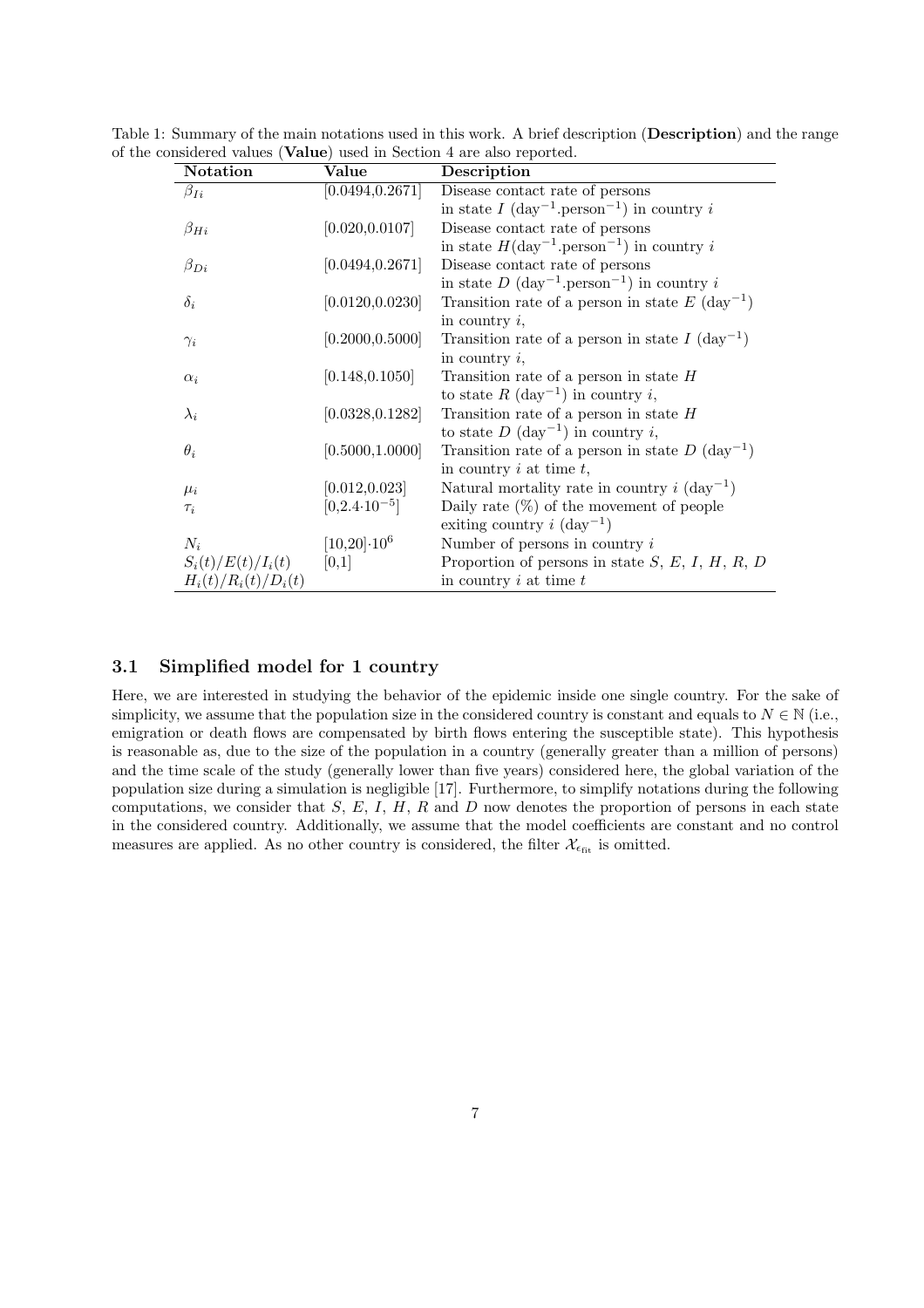Table 1: Summary of the main notations used in this work. A brief description (**Description**) and the range of the considered values (**Value**) used in Section 4 are also reported.

| Notation | Value | Description |
|---|---|---|
| $\beta_{Ii}$ | [0.0494,0.2671] | Disease contact rate of persons in state $I$ (day$^{-1}$.person$^{-1}$) in country $i$ |
| $\beta_{Hi}$ | [0.020,0.0107] | Disease contact rate of persons in state $H$(day$^{-1}$.person$^{-1}$) in country $i$ |
| $\beta_{Di}$ | [0.0494,0.2671] | Disease contact rate of persons in state $D$ (day$^{-1}$.person$^{-1}$) in country $i$ |
| $\delta_i$ | [0.0120,0.0230] | Transition rate of a person in state $E$ (day$^{-1}$) in country $i$, |
| $\gamma_i$ | [0.2000,0.5000] | Transition rate of a person in state $I$ (day$^{-1}$) in country $i$, |
| $\alpha_i$ | [0.148,0.1050] | Transition rate of a person in state $H$ to state $R$ (day$^{-1}$) in country $i$, |
| $\lambda_i$ | [0.0328,0.1282] | Transition rate of a person in state $H$ to state $D$ (day$^{-1}$) in country $i$, |
| $\theta_i$ | [0.5000,1.0000] | Transition rate of a person in state $D$ (day$^{-1}$) in country $i$ at time $t$, |
| $\mu_i$ | [0.012,0.023] | Natural mortality rate in country $i$ (day$^{-1}$) |
| $\tau_i$ | [0,2.4$\cdot 10^{-5}$] | Daily rate (%) of the movement of people exiting country $i$ (day$^{-1}$) |
| $N_i$ | [10,20]$\cdot 10^6$ | Number of persons in country $i$ |
| $S_i(t)/E(t)/I_i(t)$ $H_i(t)/R_i(t)/D_i(t)$ | [0,1] | Proportion of persons in state $S$, $E$, $I$, $H$, $R$, $D$ in country $i$ at time $t$ |

### 3.1 Simplified model for 1 country

Here, we are interested in studying the behavior of the epidemic inside one single country. For the sake of simplicity, we assume that the population size in the considered country is constant and equals to $N \in \mathbb{N}$ (i.e., emigration or death flows are compensated by birth flows entering the susceptible state). This hypothesis is reasonable as, due to the size of the population in a country (generally greater than a million of persons) and the time scale of the study (generally lower than five years) considered here, the global variation of the population size during a simulation is negligible [17]. Furthermore, to simplify notations during the following computations, we consider that $S$, $E$, $I$, $H$, $R$ and $D$ now denotes the proportion of persons in each state in the considered country. Additionally, we assume that the model coefficients are constant and no control measures are applied. As no other country is considered, the filter $\mathcal{X}_{\epsilon_{\text{fit}}}$ is omitted.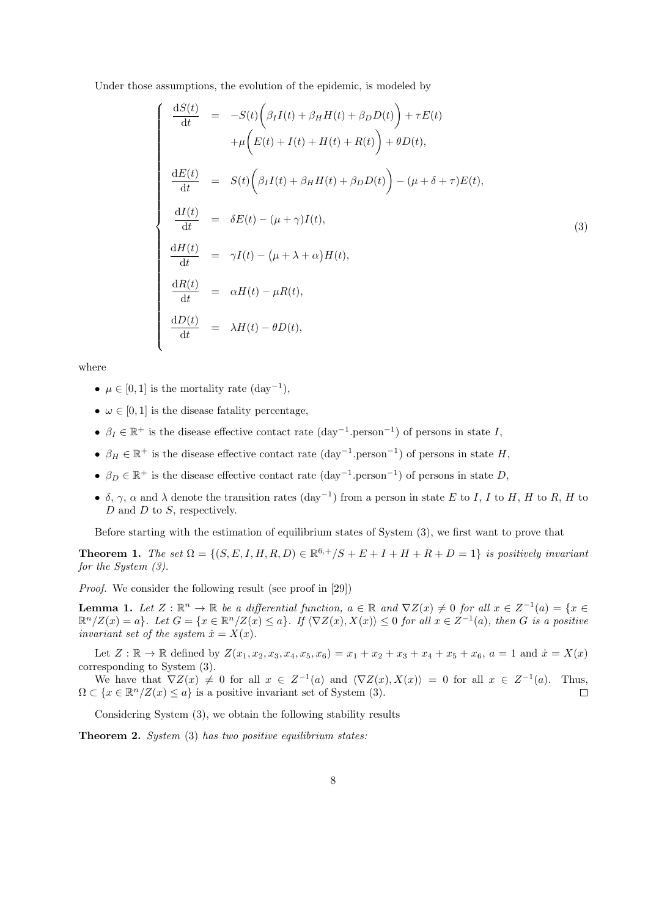Under those assumptions, the evolution of the epidemic, is modeled by

$$
\begin{cases}
\dfrac{\mathrm{d}S(t)}{\mathrm{d}t} &= -S(t)\Big(\beta_I I(t) + \beta_H H(t) + \beta_D D(t)\Big) + \tau E(t) \\
& \quad +\mu\Big(E(t) + I(t) + H(t) + R(t)\Big) + \theta D(t), \\
\dfrac{\mathrm{d}E(t)}{\mathrm{d}t} &= S(t)\Big(\beta_I I(t) + \beta_H H(t) + \beta_D D(t)\Big) - (\mu + \delta + \tau)E(t), \\
\dfrac{\mathrm{d}I(t)}{\mathrm{d}t} &= \delta E(t) - (\mu + \gamma)I(t), \\
\dfrac{\mathrm{d}H(t)}{\mathrm{d}t} &= \gamma I(t) - \big(\mu + \lambda + \alpha\big)H(t), \\
\dfrac{\mathrm{d}R(t)}{\mathrm{d}t} &= \alpha H(t) - \mu R(t), \\
\dfrac{\mathrm{d}D(t)}{\mathrm{d}t} &= \lambda H(t) - \theta D(t),
\end{cases}
\tag{3}
$$

where

- $\mu \in [0, 1]$ is the mortality rate (day$^{-1}$),
- $\omega \in [0, 1]$ is the disease fatality percentage,
- $\beta_I \in \mathbb{R}^+$ is the disease effective contact rate (day$^{-1}$.person$^{-1}$) of persons in state $I$,
- $\beta_H \in \mathbb{R}^+$ is the disease effective contact rate (day$^{-1}$.person$^{-1}$) of persons in state $H$,
- $\beta_D \in \mathbb{R}^+$ is the disease effective contact rate (day$^{-1}$.person$^{-1}$) of persons in state $D$,
- $\delta$, $\gamma$, $\alpha$ and $\lambda$ denote the transition rates (day$^{-1}$) from a person in state $E$ to $I$, $I$ to $H$, $H$ to $R$, $H$ to $D$ and $D$ to $S$, respectively.

Before starting with the estimation of equilibrium states of System (3), we first want to prove that

**Theorem 1.** *The set $\Omega = \{(S, E, I, H, R, D) \in \mathbb{R}^{6,+}/S + E + I + H + R + D = 1\}$ is positively invariant for the System (3).*

*Proof.* We consider the following result (see proof in [29])

**Lemma 1.** *Let $Z : \mathbb{R}^n \to \mathbb{R}$ be a differential function, $a \in \mathbb{R}$ and $\nabla Z(x) \neq 0$ for all $x \in Z^{-1}(a) = \{x \in \mathbb{R}^n/Z(x) = a\}$. Let $G = \{x \in \mathbb{R}^n/Z(x) \leq a\}$. If $\langle \nabla Z(x), X(x)\rangle \leq 0$ for all $x \in Z^{-1}(a)$, then $G$ is a positive invariant set of the system $\dot{x} = X(x)$.*

Let $Z : \mathbb{R} \to \mathbb{R}$ defined by $Z(x_1, x_2, x_3, x_4, x_5, x_6) = x_1 + x_2 + x_3 + x_4 + x_5 + x_6$, $a = 1$ and $\dot{x} = X(x)$ corresponding to System (3).

We have that $\nabla Z(x) \neq 0$ for all $x \in Z^{-1}(a)$ and $\langle \nabla Z(x), X(x)\rangle = 0$ for all $x \in Z^{-1}(a)$. Thus, $\Omega \subset \{x \in \mathbb{R}^n/Z(x) \leq a\}$ is a positive invariant set of System (3). $\square$

Considering System (3), we obtain the following stability results

**Theorem 2.** *System* (3) *has two positive equilibrium states:*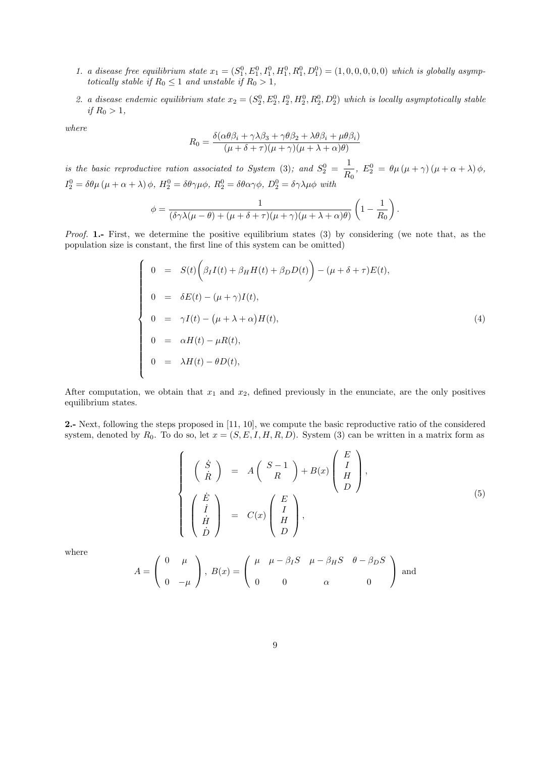1. *a disease free equilibrium state* $x_1 = (S_1^0, E_1^0, I_1^0, H_1^0, R_1^0, D_1^0) = (1, 0, 0, 0, 0, 0)$ *which is globally asymptotically stable if* $R_0 \leq 1$ *and unstable if* $R_0 > 1$*,*

2. *a disease endemic equilibrium state* $x_2 = (S_2^0, E_2^0, I_2^0, H_2^0, R_2^0, D_2^0)$ *which is locally asymptotically stable if* $R_0 > 1$*,*

*where*

$$R_0 = \frac{\delta(\alpha\theta\beta_i + \gamma\lambda\beta_3 + \gamma\theta\beta_2 + \lambda\theta\beta_i + \mu\theta\beta_i)}{(\mu+\delta+\tau)(\mu+\gamma)(\mu+\lambda+\alpha)\theta)}$$

*is the basic reproductive ration associated to System* (3)*; and* $S_2^0 = \dfrac{1}{R_0}$*,* $E_2^0 = \theta\mu\,(\mu+\gamma)\,(\mu+\alpha+\lambda)\,\phi$*,* $I_2^0 = \delta\theta\mu\,(\mu+\alpha+\lambda)\,\phi$*,* $H_2^0 = \delta\theta\gamma\mu\phi$*,* $R_2^0 = \delta\theta\alpha\gamma\phi$*,* $D_2^0 = \delta\gamma\lambda\mu\phi$ *with*

$$\phi = \frac{1}{(\delta\gamma\lambda(\mu-\theta) + (\mu+\delta+\tau)(\mu+\gamma)(\mu+\lambda+\alpha)\theta)}\left(1 - \frac{1}{R_0}\right).$$

*Proof.* **1.-** First, we determine the positive equilibrium states (3) by considering (we note that, as the population size is constant, the first line of this system can be omitted)

$$\left\{\begin{array}{rcl} 0 &=& S(t)\Big(\beta_I I(t) + \beta_H H(t) + \beta_D D(t)\Big) - (\mu+\delta+\tau)E(t), \\[2mm] 0 &=& \delta E(t) - (\mu+\gamma)I(t), \\[2mm] 0 &=& \gamma I(t) - \big(\mu+\lambda+\alpha\big)H(t), \\[2mm] 0 &=& \alpha H(t) - \mu R(t), \\[2mm] 0 &=& \lambda H(t) - \theta D(t), \end{array}\right. \tag{4}$$

After computation, we obtain that $x_1$ and $x_2$, defined previously in the enunciate, are the only positives equilibrium states.

**2.-** Next, following the steps proposed in [11, 10], we compute the basic reproductive ratio of the considered system, denoted by $R_0$. To do so, let $x = (S, E, I, H, R, D)$. System (3) can be written in a matrix form as

$$\left\{\begin{array}{rcl} \begin{pmatrix} \dot{S} \\ \dot{R} \end{pmatrix} &=& A\begin{pmatrix} S-1 \\ R \end{pmatrix} + B(x)\begin{pmatrix} E \\ I \\ H \\ D \end{pmatrix}, \\[6mm] \begin{pmatrix} \dot{E} \\ \dot{I} \\ \dot{H} \\ \dot{D} \end{pmatrix} &=& C(x)\begin{pmatrix} E \\ I \\ H \\ D \end{pmatrix}, \end{array}\right. \tag{5}$$

where

$$A = \begin{pmatrix} 0 & \mu \\ 0 & -\mu \end{pmatrix},\ B(x) = \begin{pmatrix} \mu & \mu - \beta_I S & \mu - \beta_H S & \theta - \beta_D S \\ 0 & 0 & \alpha & 0 \end{pmatrix} \text{ and}$$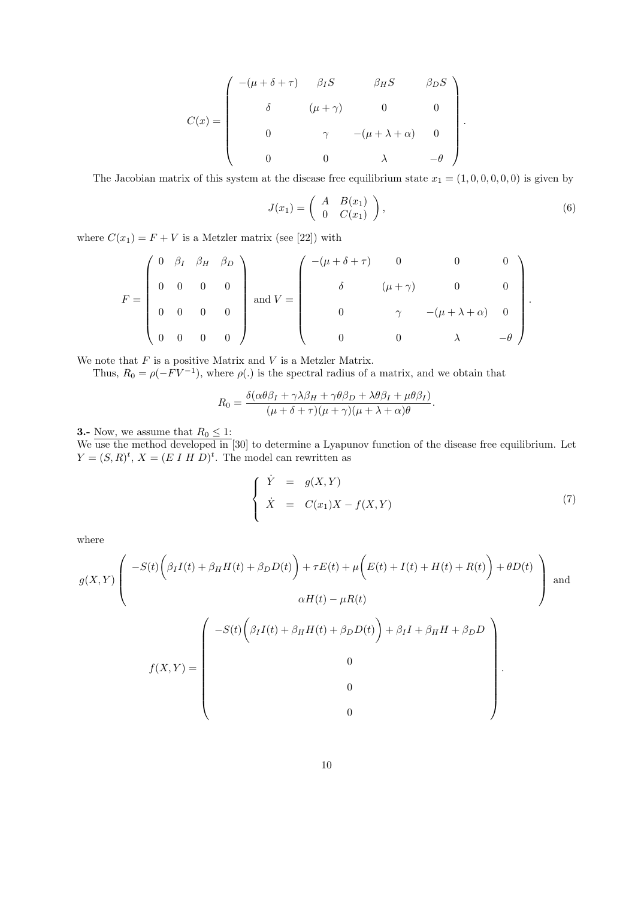$$
C(x) = \begin{pmatrix} -(\mu+\delta+\tau) & \beta_I S & \beta_H S & \beta_D S \\ \delta & (\mu+\gamma) & 0 & 0 \\ 0 & \gamma & -(\mu+\lambda+\alpha) & 0 \\ 0 & 0 & \lambda & -\theta \end{pmatrix}.
$$

The Jacobian matrix of this system at the disease free equilibrium state $x_1 = (1, 0, 0, 0, 0, 0)$ is given by

$$
J(x_1) = \begin{pmatrix} A & B(x_1) \\ 0 & C(x_1) \end{pmatrix}, \tag{6}
$$

where $C(x_1) = F + V$ is a Metzler matrix (see [22]) with

$$
F = \begin{pmatrix} 0 & \beta_I & \beta_H & \beta_D \\ 0 & 0 & 0 & 0 \\ 0 & 0 & 0 & 0 \\ 0 & 0 & 0 & 0 \end{pmatrix} \text{ and } V = \begin{pmatrix} -(\mu+\delta+\tau) & 0 & 0 & 0 \\ \delta & (\mu+\gamma) & 0 & 0 \\ 0 & \gamma & -(\mu+\lambda+\alpha) & 0 \\ 0 & 0 & \lambda & -\theta \end{pmatrix}.
$$

We note that $F$ is a positive Matrix and $V$ is a Metzler Matrix.

Thus, $R_0 = \rho(-FV^{-1})$, where $\rho(.)$ is the spectral radius of a matrix, and we obtain that

$$
R_0 = \frac{\delta(\alpha\theta\beta_I + \gamma\lambda\beta_H + \gamma\theta\beta_D + \lambda\theta\beta_I + \mu\theta\beta_I)}{(\mu+\delta+\tau)(\mu+\gamma)(\mu+\lambda+\alpha)\theta}.
$$

**3.-** Now, we assume that $R_0 \leq 1$:

We use the method developed in [30] to determine a Lyapunov function of the disease free equilibrium. Let $Y = (S, R)^t$, $X = (E\ I\ H\ D)^t$. The model can rewritten as

$$
\begin{cases} \dot{Y} &= g(X, Y) \\ \dot{X} &= C(x_1)X - f(X, Y) \end{cases} \tag{7}
$$

where

$$
g(X, Y) \begin{pmatrix} -S(t)\Big(\beta_I I(t) + \beta_H H(t) + \beta_D D(t)\Big) + \tau E(t) + \mu\Big(E(t) + I(t) + H(t) + R(t)\Big) + \theta D(t) \\ \alpha H(t) - \mu R(t) \end{pmatrix} \text{ and}
$$

$$
f(X, Y) = \begin{pmatrix} -S(t)\Big(\beta_I I(t) + \beta_H H(t) + \beta_D D(t)\Big) + \beta_I I + \beta_H H + \beta_D D \\ 0 \\ 0 \\ 0 \end{pmatrix}.
$$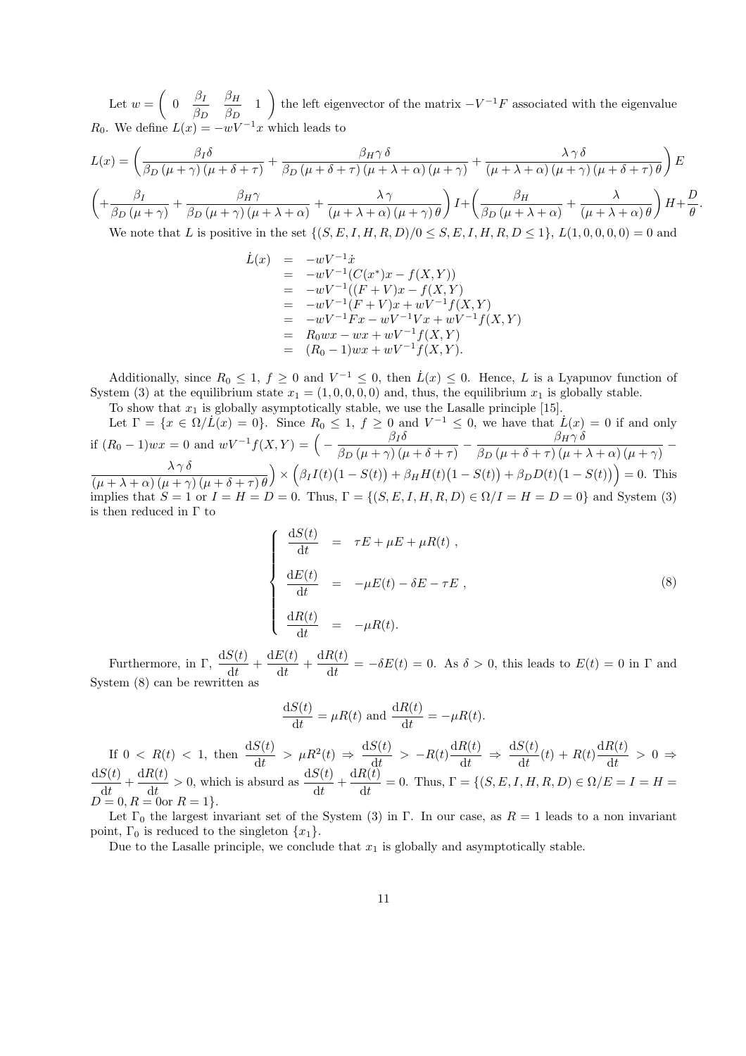Let $w = \begin{pmatrix} 0 & \dfrac{\beta_I}{\beta_D} & \dfrac{\beta_H}{\beta_D} & 1 \end{pmatrix}$ the left eigenvector of the matrix $-V^{-1}F$ associated with the eigenvalue $R_0$. We define $L(x) = -wV^{-1}x$ which leads to

$$L(x) = \left( \frac{\beta_I \delta}{\beta_D (\mu+\gamma)(\mu+\delta+\tau)} + \frac{\beta_H \gamma \delta}{\beta_D (\mu+\delta+\tau)(\mu+\lambda+\alpha)(\mu+\gamma)} + \frac{\lambda \gamma \delta}{(\mu+\lambda+\alpha)(\mu+\gamma)(\mu+\delta+\tau)\theta} \right) E$$

$$\left( + \frac{\beta_I}{\beta_D (\mu+\gamma)} + \frac{\beta_H \gamma}{\beta_D (\mu+\gamma)(\mu+\lambda+\alpha)} + \frac{\lambda \gamma}{(\mu+\lambda+\alpha)(\mu+\gamma)\theta} \right) I + \left( \frac{\beta_H}{\beta_D (\mu+\lambda+\alpha)} + \frac{\lambda}{(\mu+\lambda+\alpha)\theta} \right) H + \frac{D}{\theta}.$$

We note that $L$ is positive in the set $\{(S,E,I,H,R,D)/0 \leq S,E,I,H,R,D \leq 1\}$, $L(1,0,0,0,0) = 0$ and

$$\begin{aligned}
\dot{L}(x) &= -wV^{-1}\dot{x} \\
&= -wV^{-1}(C(x^*)x - f(X,Y)) \\
&= -wV^{-1}((F+V)x - f(X,Y)) \\
&= -wV^{-1}(F+V)x + wV^{-1}f(X,Y) \\
&= -wV^{-1}Fx - wV^{-1}Vx + wV^{-1}f(X,Y) \\
&= R_0 wx - wx + wV^{-1}f(X,Y) \\
&= (R_0 - 1)wx + wV^{-1}f(X,Y).
\end{aligned}$$

Additionally, since $R_0 \leq 1$, $f \geq 0$ and $V^{-1} \leq 0$, then $\dot{L}(x) \leq 0$. Hence, $L$ is a Lyapunov function of System (3) at the equilibrium state $x_1 = (1,0,0,0,0)$ and, thus, the equilibrium $x_1$ is globally stable.

To show that $x_1$ is globally asymptotically stable, we use the Lasalle principle [15].

Let $\Gamma = \{x \in \Omega/\dot{L}(x) = 0\}$. Since $R_0 \leq 1$, $f \geq 0$ and $V^{-1} \leq 0$, we have that $\dot{L}(x) = 0$ if and only if $(R_0-1)wx = 0$ and $wV^{-1}f(X,Y) = \left( -\dfrac{\beta_I \delta}{\beta_D (\mu+\gamma)(\mu+\delta+\tau)} - \dfrac{\beta_H \gamma \delta}{\beta_D (\mu+\delta+\tau)(\mu+\lambda+\alpha)(\mu+\gamma)} - \dfrac{\lambda \gamma \delta}{(\mu+\lambda+\alpha)(\mu+\gamma)(\mu+\delta+\tau)\theta} \right) \times \Big( \beta_I I(t)\big(1-S(t)\big) + \beta_H H(t)\big(1-S(t)\big) + \beta_D D(t)\big(1-S(t)\big) \Big) = 0$. This implies that $S = 1$ or $I = H = D = 0$. Thus, $\Gamma = \{(S,E,I,H,R,D) \in \Omega/I = H = D = 0\}$ and System (3) is then reduced in $\Gamma$ to

$$\left\{ \begin{array}{rcl}
\dfrac{\mathrm{d}S(t)}{\mathrm{d}t} &=& \tau E + \mu E + \mu R(t) \ , \\[2ex]
\dfrac{\mathrm{d}E(t)}{\mathrm{d}t} &=& -\mu E(t) - \delta E - \tau E \ , \\[2ex]
\dfrac{\mathrm{d}R(t)}{\mathrm{d}t} &=& -\mu R(t).
\end{array} \right. \tag{8}$$

Furthermore, in $\Gamma$, $\dfrac{\mathrm{d}S(t)}{\mathrm{d}t} + \dfrac{\mathrm{d}E(t)}{\mathrm{d}t} + \dfrac{\mathrm{d}R(t)}{\mathrm{d}t} = -\delta E(t) = 0$. As $\delta > 0$, this leads to $E(t) = 0$ in $\Gamma$ and System (8) can be rewritten as

$$\frac{\mathrm{d}S(t)}{\mathrm{d}t} = \mu R(t) \text{ and } \frac{\mathrm{d}R(t)}{\mathrm{d}t} = -\mu R(t).$$

If $0 < R(t) < 1$, then $\dfrac{\mathrm{d}S(t)}{\mathrm{d}t} > \mu R^2(t) \Rightarrow \dfrac{\mathrm{d}S(t)}{\mathrm{d}t} > -R(t)\dfrac{\mathrm{d}R(t)}{\mathrm{d}t} \Rightarrow \dfrac{\mathrm{d}S(t)}{\mathrm{d}t}(t) + R(t)\dfrac{\mathrm{d}R(t)}{\mathrm{d}t} > 0 \Rightarrow \dfrac{\mathrm{d}S(t)}{\mathrm{d}t} + \dfrac{\mathrm{d}R(t)}{\mathrm{d}t} > 0$, which is absurd as $\dfrac{\mathrm{d}S(t)}{\mathrm{d}t} + \dfrac{\mathrm{d}R(t)}{\mathrm{d}t} = 0$. Thus, $\Gamma = \{(S,E,I,H,R,D) \in \Omega/E = I = H = D = 0, R = 0 \text{or } R = 1\}$.

Let $\Gamma_0$ the largest invariant set of the System (3) in $\Gamma$. In our case, as $R = 1$ leads to a non invariant point, $\Gamma_0$ is reduced to the singleton $\{x_1\}$.

Due to the Lasalle principle, we conclude that $x_1$ is globally and asymptotically stable.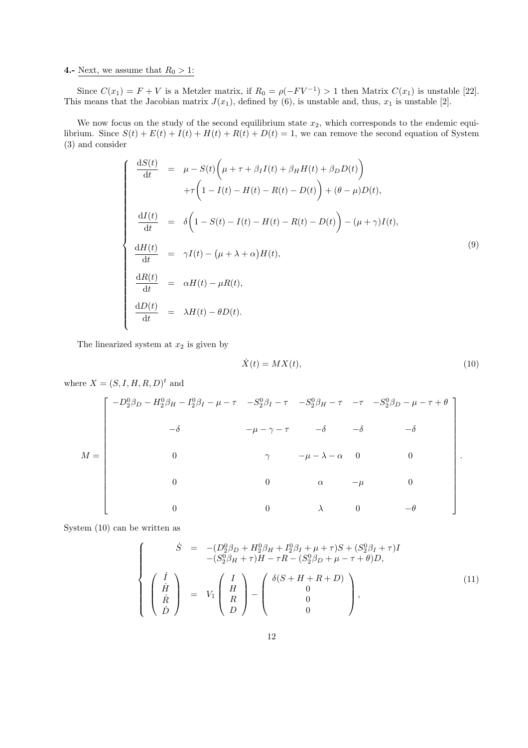**4.-** Next, we assume that $R_0 > 1$:

Since $C(x_1) = F + V$ is a Metzler matrix, if $R_0 = \rho(-FV^{-1}) > 1$ then Matrix $C(x_1)$ is unstable [22]. This means that the Jacobian matrix $J(x_1)$, defined by (6), is unstable and, thus, $x_1$ is unstable [2].

We now focus on the study of the second equilibrium state $x_2$, which corresponds to the endemic equilibrium. Since $S(t) + E(t) + I(t) + H(t) + R(t) + D(t) = 1$, we can remove the second equation of System (3) and consider

$$
\left\{
\begin{array}{rcl}
\dfrac{\mathrm{d}S(t)}{\mathrm{d}t} & = & \mu - S(t)\Big(\mu + \tau + \beta_I I(t) + \beta_H H(t) + \beta_D D(t)\Big) \\
& & +\tau\Big(1 - I(t) - H(t) - R(t) - D(t)\Big) + (\theta - \mu)D(t), \\
\dfrac{\mathrm{d}I(t)}{\mathrm{d}t} & = & \delta\Big(1 - S(t) - I(t) - H(t) - R(t) - D(t)\Big) - (\mu + \gamma)I(t), \\
\dfrac{\mathrm{d}H(t)}{\mathrm{d}t} & = & \gamma I(t) - \big(\mu + \lambda + \alpha\big)H(t), \\
\dfrac{\mathrm{d}R(t)}{\mathrm{d}t} & = & \alpha H(t) - \mu R(t), \\
\dfrac{\mathrm{d}D(t)}{\mathrm{d}t} & = & \lambda H(t) - \theta D(t).
\end{array}
\right.
\tag{9}
$$

The linearized system at $x_2$ is given by

$$
\dot{X}(t) = MX(t), \tag{10}
$$

where $X = (S, I, H, R, D)^t$ and

$$
M = \begin{bmatrix}
-D_2^0\beta_D - H_2^0\beta_H - I_2^0\beta_I - \mu - \tau & -S_2^0\beta_I - \tau & -S_2^0\beta_H - \tau & -\tau & -S_2^0\beta_D - \mu - \tau + \theta \\
-\delta & -\mu - \gamma - \tau & -\delta & -\delta & -\delta \\
0 & \gamma & -\mu - \lambda - \alpha & 0 & 0 \\
0 & 0 & \alpha & -\mu & 0 \\
0 & 0 & \lambda & 0 & -\theta
\end{bmatrix}.
$$

System (10) can be written as

$$
\left\{
\begin{array}{rcl}
\dot{S} & = & -(D_2^0\beta_D + H_2^0\beta_H + I_2^0\beta_I + \mu + \tau)S + (S_2^0\beta_I + \tau)I \\
& & -(S_2^0\beta_H + \tau)H - \tau R - (S_2^0\beta_D + \mu - \tau + \theta)D, \\
\begin{pmatrix} \dot{I} \\ \dot{H} \\ \dot{R} \\ \dot{D} \end{pmatrix} & = & V_1 \begin{pmatrix} I \\ H \\ R \\ D \end{pmatrix} - \begin{pmatrix} \delta(S + H + R + D) \\ 0 \\ 0 \\ 0 \end{pmatrix},
\end{array}
\right.
\tag{11}
$$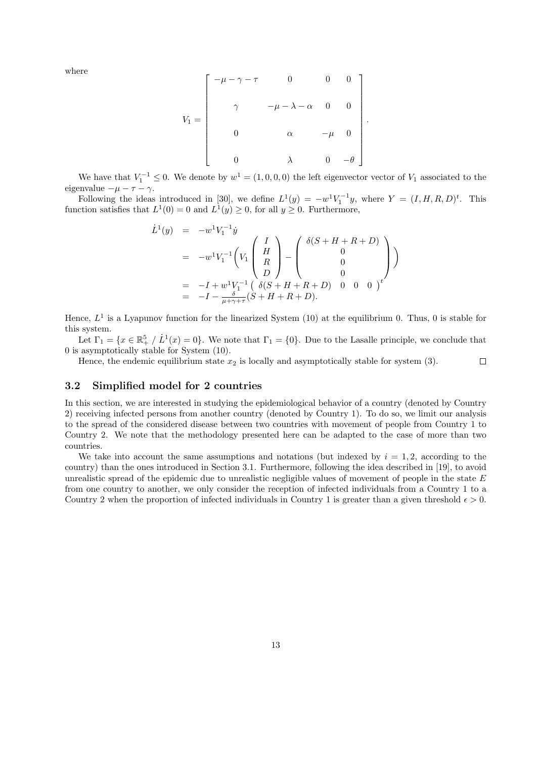where

$$
V_1 = \begin{bmatrix} -\mu-\gamma-\tau & 0 & 0 & 0 \\ \\ \gamma & -\mu-\lambda-\alpha & 0 & 0 \\ \\ 0 & \alpha & -\mu & 0 \\ \\ 0 & \lambda & 0 & -\theta \end{bmatrix}.
$$

We have that $V_1^{-1} \leq 0$. We denote by $w^1 = (1, 0, 0, 0)$ the left eigenvector vector of $V_1$ associated to the eigenvalue $-\mu - \tau - \gamma$.

Following the ideas introduced in [30], we define $L^1(y) = -w^1 V_1^{-1} y$, where $Y = (I, H, R, D)^t$. This function satisfies that $L^1(0) = 0$ and $L^1(y) \geq 0$, for all $y \geq 0$. Furthermore,

$$
\begin{aligned}
\dot{L}^1(y) &= -w^1 V_1^{-1} \dot{y} \\
&= -w^1 V_1^{-1} \Bigg( V_1 \begin{pmatrix} I \\ H \\ R \\ D \end{pmatrix} - \begin{pmatrix} \delta(S+H+R+D) \\ 0 \\ 0 \\ 0 \end{pmatrix} \Bigg) \\
&= -I + w^1 V_1^{-1} \begin{pmatrix} \delta(S+H+R+D) & 0 & 0 & 0 \end{pmatrix}^t \\
&= -I - \frac{\delta}{\mu+\gamma+\tau}(S+H+R+D).
\end{aligned}
$$

Hence, $L^1$ is a Lyapunov function for the linearized System (10) at the equilibrium 0. Thus, 0 is stable for this system.

Let $\Gamma_1 = \{x \in \mathbb{R}^5_+ \ / \ \dot{L}^1(x) = 0\}$. We note that $\Gamma_1 = \{0\}$. Due to the Lasalle principle, we conclude that 0 is asymptotically stable for System (10).

Hence, the endemic equilibrium state $x_2$ is locally and asymptotically stable for system (3). □

### 3.2 Simplified model for 2 countries

In this section, we are interested in studying the epidemiological behavior of a country (denoted by Country 2) receiving infected persons from another country (denoted by Country 1). To do so, we limit our analysis to the spread of the considered disease between two countries with movement of people from Country 1 to Country 2. We note that the methodology presented here can be adapted to the case of more than two countries.

We take into account the same assumptions and notations (but indexed by $i = 1, 2$, according to the country) than the ones introduced in Section 3.1. Furthermore, following the idea described in [19], to avoid unrealistic spread of the epidemic due to unrealistic negligible values of movement of people in the state $E$ from one country to another, we only consider the reception of infected individuals from a Country 1 to a Country 2 when the proportion of infected individuals in Country 1 is greater than a given threshold $\epsilon > 0$.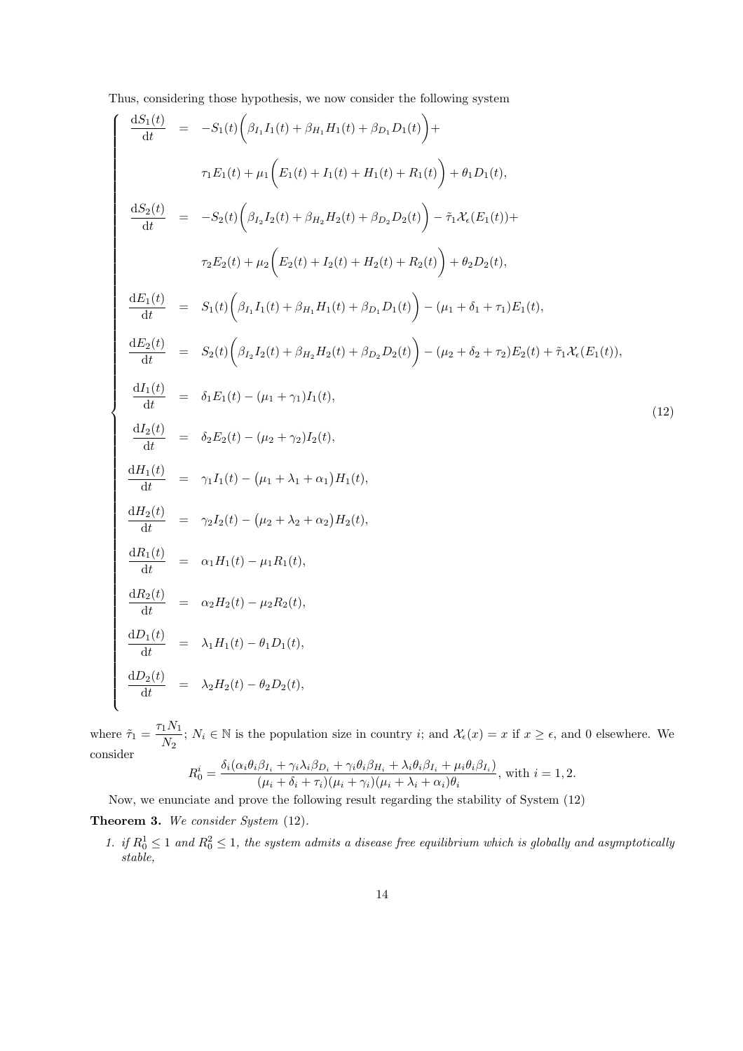Thus, considering those hypothesis, we now consider the following system

$$
\left\{
\begin{array}{rcl}
\dfrac{\mathrm{d}S_1(t)}{\mathrm{d}t} & = & -S_1(t)\bigg(\beta_{I_1}I_1(t)+\beta_{H_1}H_1(t)+\beta_{D_1}D_1(t)\bigg)+ \\
& & \tau_1 E_1(t)+\mu_1\bigg(E_1(t)+I_1(t)+H_1(t)+R_1(t)\bigg)+\theta_1 D_1(t), \\
\dfrac{\mathrm{d}S_2(t)}{\mathrm{d}t} & = & -S_2(t)\bigg(\beta_{I_2}I_2(t)+\beta_{H_2}H_2(t)+\beta_{D_2}D_2(t)\bigg)-\tilde{\tau}_1\mathcal{X}_\epsilon(E_1(t))+ \\
& & \tau_2 E_2(t)+\mu_2\bigg(E_2(t)+I_2(t)+H_2(t)+R_2(t)\bigg)+\theta_2 D_2(t), \\
\dfrac{\mathrm{d}E_1(t)}{\mathrm{d}t} & = & S_1(t)\bigg(\beta_{I_1}I_1(t)+\beta_{H_1}H_1(t)+\beta_{D_1}D_1(t)\bigg)-(\mu_1+\delta_1+\tau_1)E_1(t), \\
\dfrac{\mathrm{d}E_2(t)}{\mathrm{d}t} & = & S_2(t)\bigg(\beta_{I_2}I_2(t)+\beta_{H_2}H_2(t)+\beta_{D_2}D_2(t)\bigg)-(\mu_2+\delta_2+\tau_2)E_2(t)+\tilde{\tau}_1\mathcal{X}_\epsilon(E_1(t)), \\
\dfrac{\mathrm{d}I_1(t)}{\mathrm{d}t} & = & \delta_1 E_1(t)-(\mu_1+\gamma_1)I_1(t), \\
\dfrac{\mathrm{d}I_2(t)}{\mathrm{d}t} & = & \delta_2 E_2(t)-(\mu_2+\gamma_2)I_2(t), \\
\dfrac{\mathrm{d}H_1(t)}{\mathrm{d}t} & = & \gamma_1 I_1(t)-\big(\mu_1+\lambda_1+\alpha_1\big)H_1(t), \\
\dfrac{\mathrm{d}H_2(t)}{\mathrm{d}t} & = & \gamma_2 I_2(t)-\big(\mu_2+\lambda_2+\alpha_2\big)H_2(t), \\
\dfrac{\mathrm{d}R_1(t)}{\mathrm{d}t} & = & \alpha_1 H_1(t)-\mu_1 R_1(t), \\
\dfrac{\mathrm{d}R_2(t)}{\mathrm{d}t} & = & \alpha_2 H_2(t)-\mu_2 R_2(t), \\
\dfrac{\mathrm{d}D_1(t)}{\mathrm{d}t} & = & \lambda_1 H_1(t)-\theta_1 D_1(t), \\
\dfrac{\mathrm{d}D_2(t)}{\mathrm{d}t} & = & \lambda_2 H_2(t)-\theta_2 D_2(t),
\end{array}
\right.
\tag{12}
$$

where $\tilde{\tau}_1=\dfrac{\tau_1 N_1}{N_2}$; $N_i\in\mathbb{N}$ is the population size in country $i$; and $\mathcal{X}_\epsilon(x)=x$ if $x\geq\epsilon$, and 0 elsewhere. We consider

$$
R_0^i=\frac{\delta_i(\alpha_i\theta_i\beta_{I_i}+\gamma_i\lambda_i\beta_{D_i}+\gamma_i\theta_i\beta_{H_i}+\lambda_i\theta_i\beta_{I_i}+\mu_i\theta_i\beta_{I_i})}{(\mu_i+\delta_i+\tau_i)(\mu_i+\gamma_i)(\mu_i+\lambda_i+\alpha_i)\theta_i},\ \text{with } i=1,2.
$$

Now, we enunciate and prove the following result regarding the stability of System (12)

**Theorem 3.** *We consider System* (12).

1. *if $R_0^1\leq 1$ and $R_0^2\leq 1$, the system admits a disease free equilibrium which is globally and asymptotically stable,*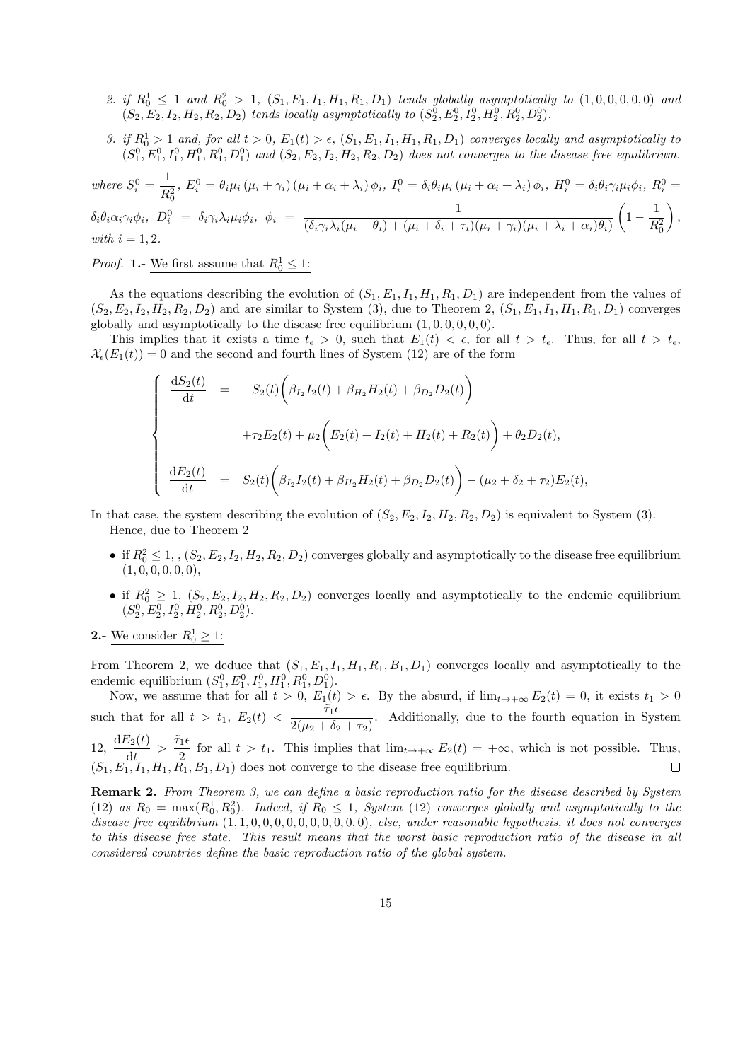2. *if $R_0^1 \leq 1$ and $R_0^2 > 1$, $(S_1, E_1, I_1, H_1, R_1, D_1)$ tends globally asymptotically to $(1, 0, 0, 0, 0, 0)$ and $(S_2, E_2, I_2, H_2, R_2, D_2)$ tends locally asymptotically to $(S_2^0, E_2^0, I_2^0, H_2^0, R_2^0, D_2^0)$.*

3. *if $R_0^1 > 1$ and, for all $t > 0$, $E_1(t) > \epsilon$, $(S_1, E_1, I_1, H_1, R_1, D_1)$ converges locally and asymptotically to $(S_1^0, E_1^0, I_1^0, H_1^0, R_1^0, D_1^0)$ and $(S_2, E_2, I_2, H_2, R_2, D_2)$ does not converges to the disease free equilibrium.*

*where* $S_i^0 = \dfrac{1}{R_0^2}$, $E_i^0 = \theta_i\mu_i\left(\mu_i + \gamma_i\right)\left(\mu_i + \alpha_i + \lambda_i\right)\phi_i$, $I_i^0 = \delta_i\theta_i\mu_i\left(\mu_i + \alpha_i + \lambda_i\right)\phi_i$, $H_i^0 = \delta_i\theta_i\gamma_i\mu_i\phi_i$, $R_i^0 = \delta_i\theta_i\alpha_i\gamma_i\phi_i$, $D_i^0 = \delta_i\gamma_i\lambda_i\mu_i\phi_i$, $\phi_i = \dfrac{1}{(\delta_i\gamma_i\lambda_i(\mu_i - \theta_i) + (\mu_i + \delta_i + \tau_i)(\mu_i + \gamma_i)(\mu_i + \lambda_i + \alpha_i)\theta_i)}\left(1 - \dfrac{1}{R_0^2}\right)$,
*with* $i = 1, 2$.

*Proof.* **1.-** <u>We first assume that $R_0^1 \leq 1$:</u>

As the equations describing the evolution of $(S_1, E_1, I_1, H_1, R_1, D_1)$ are independent from the values of $(S_2, E_2, I_2, H_2, R_2, D_2)$ and are similar to System (3), due to Theorem 2, $(S_1, E_1, I_1, H_1, R_1, D_1)$ converges globally and asymptotically to the disease free equilibrium $(1, 0, 0, 0, 0, 0)$.

This implies that it exists a time $t_\epsilon > 0$, such that $E_1(t) < \epsilon$, for all $t > t_\epsilon$. Thus, for all $t > t_\epsilon$, $\mathcal{X}_\epsilon(E_1(t)) = 0$ and the second and fourth lines of System (12) are of the form

$$
\begin{cases}
\dfrac{\mathrm{d}S_2(t)}{\mathrm{d}t} &= -S_2(t)\bigg(\beta_{I_2}I_2(t) + \beta_{H_2}H_2(t) + \beta_{D_2}D_2(t)\bigg) \\
&\quad +\tau_2 E_2(t) + \mu_2\bigg(E_2(t) + I_2(t) + H_2(t) + R_2(t)\bigg) + \theta_2 D_2(t), \\
\dfrac{\mathrm{d}E_2(t)}{\mathrm{d}t} &= S_2(t)\bigg(\beta_{I_2}I_2(t) + \beta_{H_2}H_2(t) + \beta_{D_2}D_2(t)\bigg) - (\mu_2 + \delta_2 + \tau_2)E_2(t),
\end{cases}
$$

In that case, the system describing the evolution of $(S_2, E_2, I_2, H_2, R_2, D_2)$ is equivalent to System (3).
Hence, due to Theorem 2

- if $R_0^2 \leq 1$, , $(S_2, E_2, I_2, H_2, R_2, D_2)$ converges globally and asymptotically to the disease free equilibrium $(1, 0, 0, 0, 0, 0)$,
- if $R_0^2 \geq 1$, $(S_2, E_2, I_2, H_2, R_2, D_2)$ converges locally and asymptotically to the endemic equilibrium $(S_2^0, E_2^0, I_2^0, H_2^0, R_2^0, D_2^0)$.

**2.-** <u>We consider $R_0^1 \geq 1$:</u>

From Theorem 2, we deduce that $(S_1, E_1, I_1, H_1, R_1, B_1, D_1)$ converges locally and asymptotically to the endemic equilibrium $(S_1^0, E_1^0, I_1^0, H_1^0, R_1^0, D_1^0)$.

Now, we assume that for all $t > 0$, $E_1(t) > \epsilon$. By the absurd, if $\lim_{t\to+\infty} E_2(t) = 0$, it exists $t_1 > 0$ such that for all $t > t_1$, $E_2(t) < \dfrac{\tilde{\tau}_1\epsilon}{2(\mu_2 + \delta_2 + \tau_2)}$. Additionally, due to the fourth equation in System 12, $\dfrac{\mathrm{d}E_2(t)}{\mathrm{d}t} > \dfrac{\tilde{\tau}_1\epsilon}{2}$ for all $t > t_1$. This implies that $\lim_{t\to+\infty} E_2(t) = +\infty$, which is not possible. Thus, $(S_1, E_1, I_1, H_1, R_1, B_1, D_1)$ does not converge to the disease free equilibrium. $\square$

**Remark 2.** *From Theorem 3, we can define a basic reproduction ratio for the disease described by System (12) as $R_0 = \max(R_0^1, R_0^2)$. Indeed, if $R_0 \leq 1$, System (12) converges globally and asymptotically to the disease free equilibrium $(1, 1, 0, 0, 0, 0, 0, 0, 0, 0, 0, 0)$, else, under reasonable hypothesis, it does not converges to this disease free state. This result means that the worst basic reproduction ratio of the disease in all considered countries define the basic reproduction ratio of the global system.*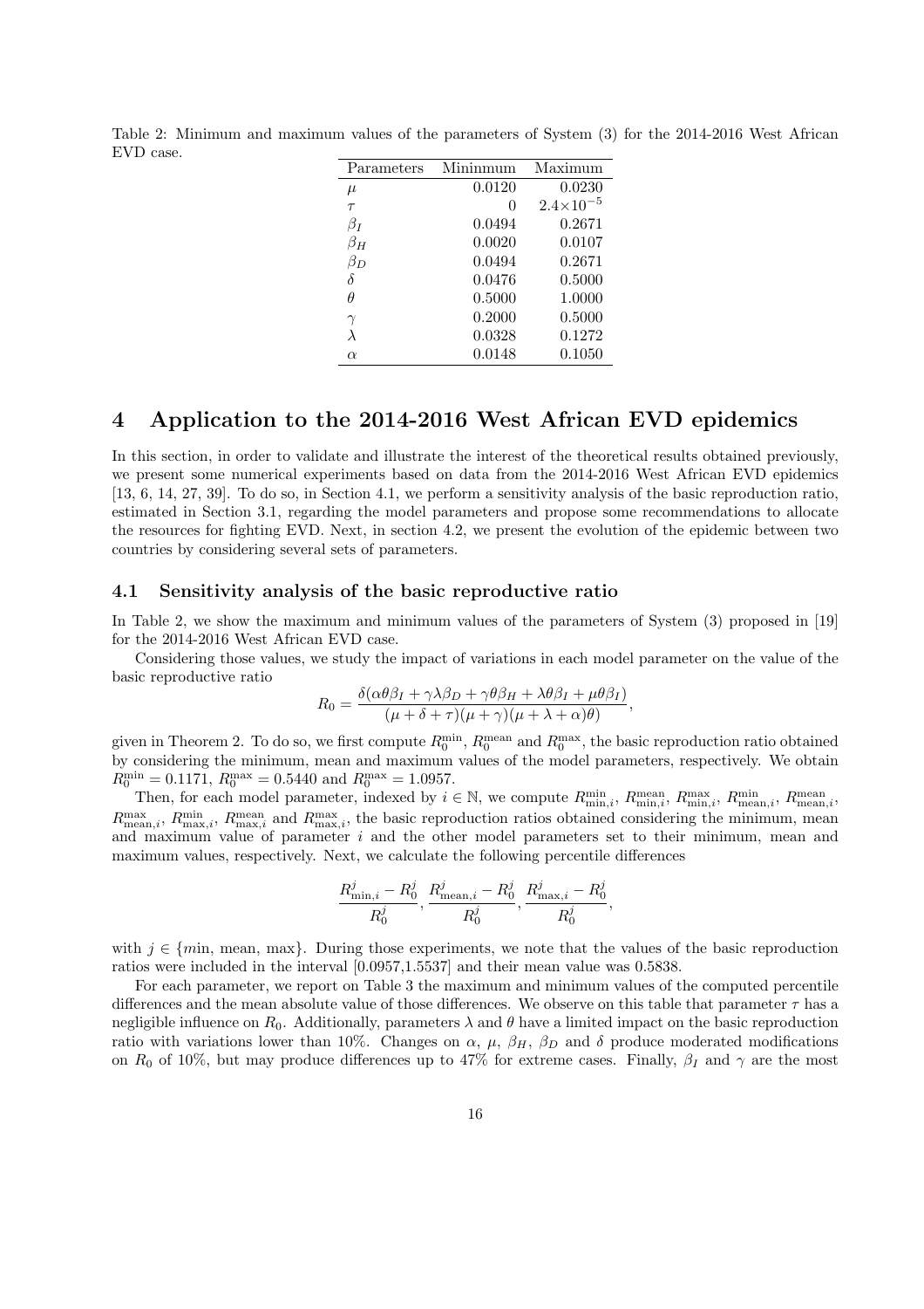Table 2: Minimum and maximum values of the parameters of System (3) for the 2014-2016 West African EVD case.

| Parameters | Mininmum | Maximum |
|---|---|---|
| $\mu$ | 0.0120 | 0.0230 |
| $\tau$ | 0 | $2.4\times10^{-5}$ |
| $\beta_I$ | 0.0494 | 0.2671 |
| $\beta_H$ | 0.0020 | 0.0107 |
| $\beta_D$ | 0.0494 | 0.2671 |
| $\delta$ | 0.0476 | 0.5000 |
| $\theta$ | 0.5000 | 1.0000 |
| $\gamma$ | 0.2000 | 0.5000 |
| $\lambda$ | 0.0328 | 0.1272 |
| $\alpha$ | 0.0148 | 0.1050 |

# 4 Application to the 2014-2016 West African EVD epidemics

In this section, in order to validate and illustrate the interest of the theoretical results obtained previously, we present some numerical experiments based on data from the 2014-2016 West African EVD epidemics [13, 6, 14, 27, 39]. To do so, in Section 4.1, we perform a sensitivity analysis of the basic reproduction ratio, estimated in Section 3.1, regarding the model parameters and propose some recommendations to allocate the resources for fighting EVD. Next, in section 4.2, we present the evolution of the epidemic between two countries by considering several sets of parameters.

## 4.1 Sensitivity analysis of the basic reproductive ratio

In Table 2, we show the maximum and minimum values of the parameters of System (3) proposed in [19] for the 2014-2016 West African EVD case.

Considering those values, we study the impact of variations in each model parameter on the value of the basic reproductive ratio

$$R_0 = \frac{\delta(\alpha\theta\beta_I + \gamma\lambda\beta_D + \gamma\theta\beta_H + \lambda\theta\beta_I + \mu\theta\beta_I)}{(\mu+\delta+\tau)(\mu+\gamma)(\mu+\lambda+\alpha)\theta)},$$

given in Theorem 2. To do so, we first compute $R_0^{\min}$, $R_0^{\text{mean}}$ and $R_0^{\max}$, the basic reproduction ratio obtained by considering the minimum, mean and maximum values of the model parameters, respectively. We obtain $R_0^{\min} = 0.1171$, $R_0^{\max} = 0.5440$ and $R_0^{\max} = 1.0957$.

Then, for each model parameter, indexed by $i \in \mathbb{N}$, we compute $R_{\min,i}^{\min}$, $R_{\min,i}^{\text{mean}}$, $R_{\min,i}^{\max}$, $R_{\text{mean},i}^{\min}$, $R_{\text{mean},i}^{\text{mean}}$, $R_{\text{mean},i}^{\max}$, $R_{\max,i}^{\min}$, $R_{\max,i}^{\text{mean}}$ and $R_{\max,i}^{\max}$, the basic reproduction ratios obtained considering the minimum, mean and maximum value of parameter $i$ and the other model parameters set to their minimum, mean and maximum values, respectively. Next, we calculate the following percentile differences

$$\frac{R_{\min,i}^{j} - R_0^j}{R_0^j}, \frac{R_{\text{mean},i}^{j} - R_0^j}{R_0^j}, \frac{R_{\max,i}^{j} - R_0^j}{R_0^j},$$

with $j \in \{m\text{in}, \text{mean}, \text{max}\}$. During those experiments, we note that the values of the basic reproduction ratios were included in the interval [0.0957,1.5537] and their mean value was 0.5838.

For each parameter, we report on Table 3 the maximum and minimum values of the computed percentile differences and the mean absolute value of those differences. We observe on this table that parameter $\tau$ has a negligible influence on $R_0$. Additionally, parameters $\lambda$ and $\theta$ have a limited impact on the basic reproduction ratio with variations lower than 10%. Changes on $\alpha$, $\mu$, $\beta_H$, $\beta_D$ and $\delta$ produce moderated modifications on $R_0$ of 10%, but may produce differences up to 47% for extreme cases. Finally, $\beta_I$ and $\gamma$ are the most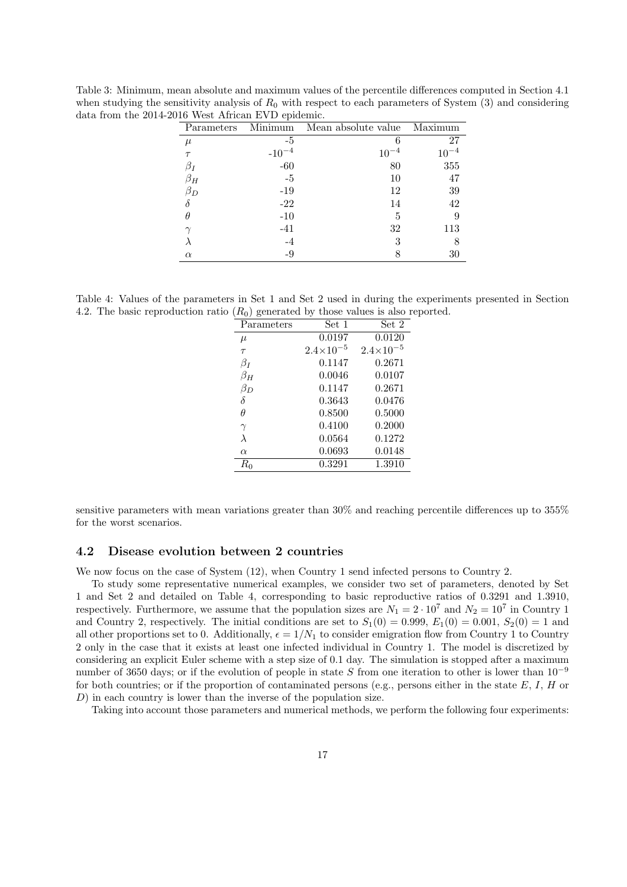Table 3: Minimum, mean absolute and maximum values of the percentile differences computed in Section 4.1 when studying the sensitivity analysis of $R_0$ with respect to each parameters of System (3) and considering data from the 2014-2016 West African EVD epidemic.

| Parameters | Minimum | Mean absolute value | Maximum |
|---|---|---|---|
| $\mu$ | -5 | 6 | 27 |
| $\tau$ | $-10^{-4}$ | $10^{-4}$ | $10^{-4}$ |
| $\beta_I$ | -60 | 80 | 355 |
| $\beta_H$ | -5 | 10 | 47 |
| $\beta_D$ | -19 | 12 | 39 |
| $\delta$ | -22 | 14 | 42 |
| $\theta$ | -10 | 5 | 9 |
| $\gamma$ | -41 | 32 | 113 |
| $\lambda$ | -4 | 3 | 8 |
| $\alpha$ | -9 | 8 | 30 |

Table 4: Values of the parameters in Set 1 and Set 2 used in during the experiments presented in Section 4.2. The basic reproduction ratio ($R_0$) generated by those values is also reported.

| Parameters | Set 1 | Set 2 |
|---|---|---|
| $\mu$ | 0.0197 | 0.0120 |
| $\tau$ | $2.4\times10^{-5}$ | $2.4\times10^{-5}$ |
| $\beta_I$ | 0.1147 | 0.2671 |
| $\beta_H$ | 0.0046 | 0.0107 |
| $\beta_D$ | 0.1147 | 0.2671 |
| $\delta$ | 0.3643 | 0.0476 |
| $\theta$ | 0.8500 | 0.5000 |
| $\gamma$ | 0.4100 | 0.2000 |
| $\lambda$ | 0.0564 | 0.1272 |
| $\alpha$ | 0.0693 | 0.0148 |
| $R_0$ | 0.3291 | 1.3910 |

sensitive parameters with mean variations greater than 30% and reaching percentile differences up to 355% for the worst scenarios.

## 4.2 Disease evolution between 2 countries

We now focus on the case of System (12), when Country 1 send infected persons to Country 2.

To study some representative numerical examples, we consider two set of parameters, denoted by Set 1 and Set 2 and detailed on Table 4, corresponding to basic reproductive ratios of 0.3291 and 1.3910, respectively. Furthermore, we assume that the population sizes are $N_1 = 2 \cdot 10^7$ and $N_2 = 10^7$ in Country 1 and Country 2, respectively. The initial conditions are set to $S_1(0) = 0.999$, $E_1(0) = 0.001$, $S_2(0) = 1$ and all other proportions set to 0. Additionally, $\epsilon = 1/N_1$ to consider emigration flow from Country 1 to Country 2 only in the case that it exists at least one infected individual in Country 1. The model is discretized by considering an explicit Euler scheme with a step size of 0.1 day. The simulation is stopped after a maximum number of 3650 days; or if the evolution of people in state $S$ from one iteration to other is lower than $10^{-9}$ for both countries; or if the proportion of contaminated persons (e.g., persons either in the state $E$, $I$, $H$ or $D$) in each country is lower than the inverse of the population size.

Taking into account those parameters and numerical methods, we perform the following four experiments: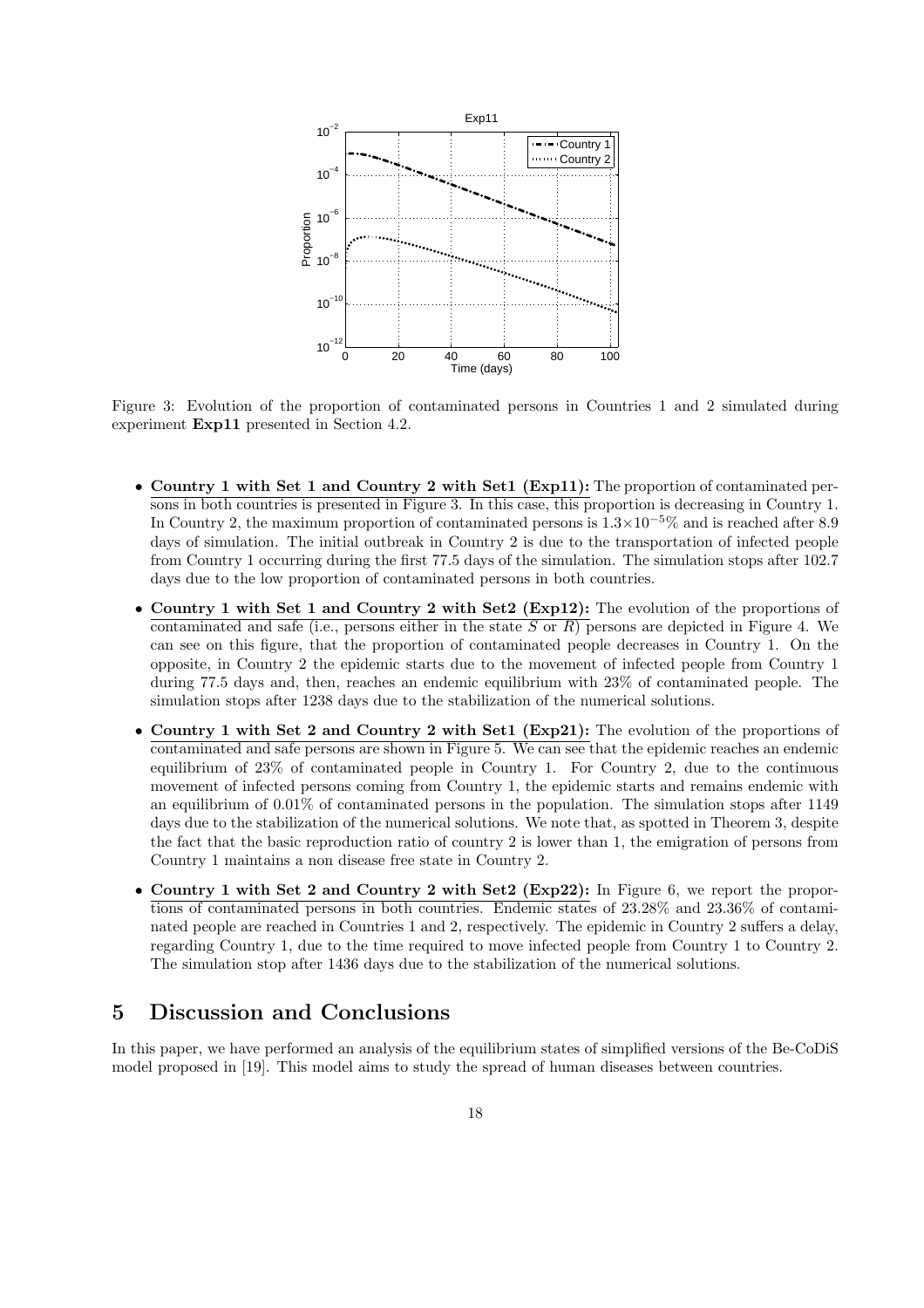Figure 3: Evolution of the proportion of contaminated persons in Countries 1 and 2 simulated during experiment **Exp11** presented in Section 4.2.

- **Country 1 with Set 1 and Country 2 with Set1 (Exp11):** The proportion of contaminated persons in both countries is presented in Figure 3. In this case, this proportion is decreasing in Country 1. In Country 2, the maximum proportion of contaminated persons is $1.3 \times 10^{-5}$% and is reached after 8.9 days of simulation. The initial outbreak in Country 2 is due to the transportation of infected people from Country 1 occurring during the first 77.5 days of the simulation. The simulation stops after 102.7 days due to the low proportion of contaminated persons in both countries.

- **Country 1 with Set 1 and Country 2 with Set2 (Exp12):** The evolution of the proportions of contaminated and safe (i.e., persons either in the state $S$ or $R$) persons are depicted in Figure 4. We can see on this figure, that the proportion of contaminated people decreases in Country 1. On the opposite, in Country 2 the epidemic starts due to the movement of infected people from Country 1 during 77.5 days and, then, reaches an endemic equilibrium with 23% of contaminated people. The simulation stops after 1238 days due to the stabilization of the numerical solutions.

- **Country 1 with Set 2 and Country 2 with Set1 (Exp21):** The evolution of the proportions of contaminated and safe persons are shown in Figure 5. We can see that the epidemic reaches an endemic equilibrium of 23% of contaminated people in Country 1. For Country 2, due to the continuous movement of infected persons coming from Country 1, the epidemic starts and remains endemic with an equilibrium of 0.01% of contaminated persons in the population. The simulation stops after 1149 days due to the stabilization of the numerical solutions. We note that, as spotted in Theorem 3, despite the fact that the basic reproduction ratio of country 2 is lower than 1, the emigration of persons from Country 1 maintains a non disease free state in Country 2.

- **Country 1 with Set 2 and Country 2 with Set2 (Exp22):** In Figure 6, we report the proportions of contaminated persons in both countries. Endemic states of 23.28% and 23.36% of contaminated people are reached in Countries 1 and 2, respectively. The epidemic in Country 2 suffers a delay, regarding Country 1, due to the time required to move infected people from Country 1 to Country 2. The simulation stop after 1436 days due to the stabilization of the numerical solutions.

## 5 Discussion and Conclusions

In this paper, we have performed an analysis of the equilibrium states of simplified versions of the Be-CoDiS model proposed in [19]. This model aims to study the spread of human diseases between countries.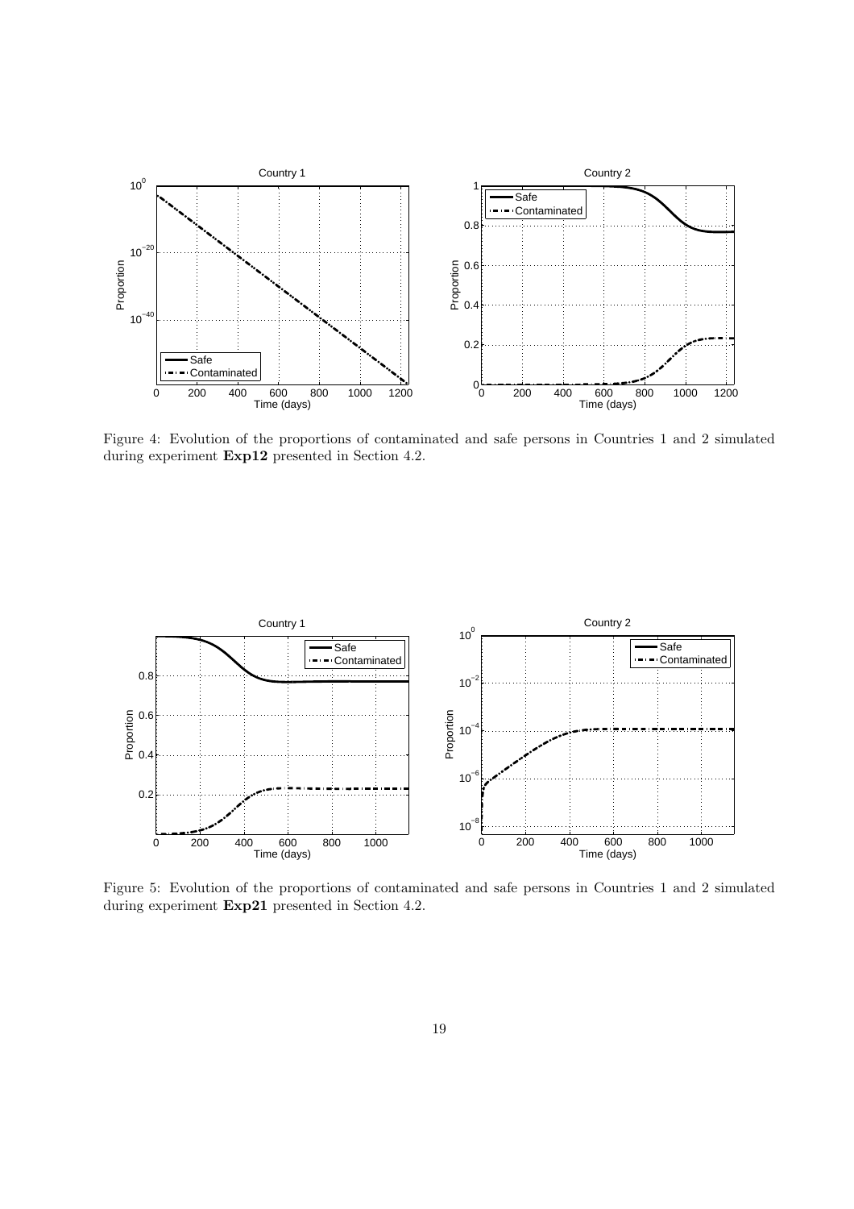Figure 4: Evolution of the proportions of contaminated and safe persons in Countries 1 and 2 simulated during experiment **Exp12** presented in Section 4.2.

Figure 5: Evolution of the proportions of contaminated and safe persons in Countries 1 and 2 simulated during experiment **Exp21** presented in Section 4.2.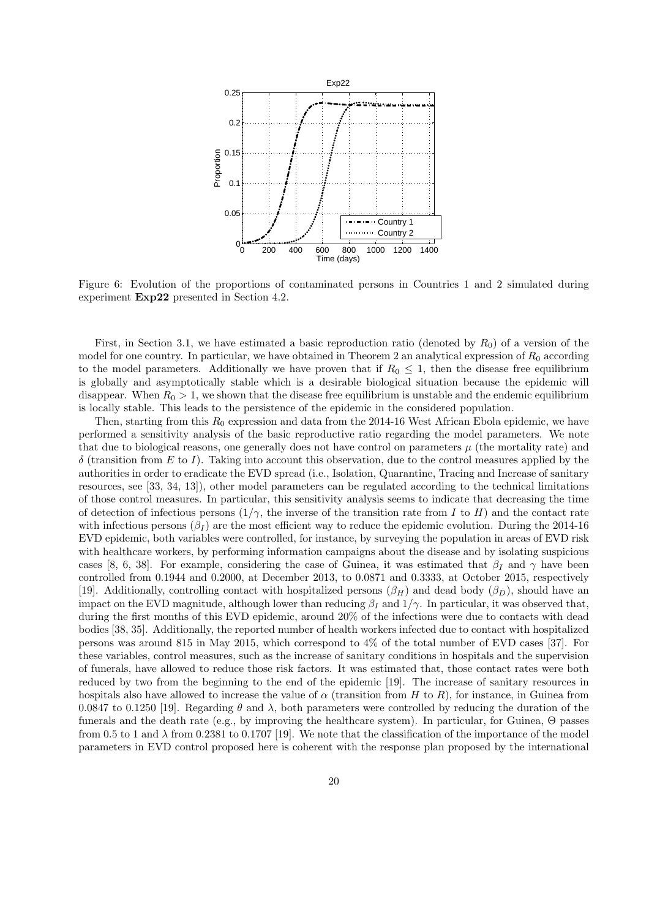Figure 6: Evolution of the proportions of contaminated persons in Countries 1 and 2 simulated during experiment **Exp22** presented in Section 4.2.

First, in Section 3.1, we have estimated a basic reproduction ratio (denoted by $R_0$) of a version of the model for one country. In particular, we have obtained in Theorem 2 an analytical expression of $R_0$ according to the model parameters. Additionally we have proven that if $R_0 \leq 1$, then the disease free equilibrium is globally and asymptotically stable which is a desirable biological situation because the epidemic will disappear. When $R_0 > 1$, we shown that the disease free equilibrium is unstable and the endemic equilibrium is locally stable. This leads to the persistence of the epidemic in the considered population.

Then, starting from this $R_0$ expression and data from the 2014-16 West African Ebola epidemic, we have performed a sensitivity analysis of the basic reproductive ratio regarding the model parameters. We note that due to biological reasons, one generally does not have control on parameters $\mu$ (the mortality rate) and $\delta$ (transition from $E$ to $I$). Taking into account this observation, due to the control measures applied by the authorities in order to eradicate the EVD spread (i.e., Isolation, Quarantine, Tracing and Increase of sanitary resources, see [33, 34, 13]), other model parameters can be regulated according to the technical limitations of those control measures. In particular, this sensitivity analysis seems to indicate that decreasing the time of detection of infectious persons ($1/\gamma$, the inverse of the transition rate from $I$ to $H$) and the contact rate with infectious persons ($\beta_I$) are the most efficient way to reduce the epidemic evolution. During the 2014-16 EVD epidemic, both variables were controlled, for instance, by surveying the population in areas of EVD risk with healthcare workers, by performing information campaigns about the disease and by isolating suspicious cases [8, 6, 38]. For example, considering the case of Guinea, it was estimated that $\beta_I$ and $\gamma$ have been controlled from 0.1944 and 0.2000, at December 2013, to 0.0871 and 0.3333, at October 2015, respectively [19]. Additionally, controlling contact with hospitalized persons ($\beta_H$) and dead body ($\beta_D$), should have an impact on the EVD magnitude, although lower than reducing $\beta_I$ and $1/\gamma$. In particular, it was observed that, during the first months of this EVD epidemic, around 20% of the infections were due to contacts with dead bodies [38, 35]. Additionally, the reported number of health workers infected due to contact with hospitalized persons was around 815 in May 2015, which correspond to 4% of the total number of EVD cases [37]. For these variables, control measures, such as the increase of sanitary conditions in hospitals and the supervision of funerals, have allowed to reduce those risk factors. It was estimated that, those contact rates were both reduced by two from the beginning to the end of the epidemic [19]. The increase of sanitary resources in hospitals also have allowed to increase the value of $\alpha$ (transition from $H$ to $R$), for instance, in Guinea from 0.0847 to 0.1250 [19]. Regarding $\theta$ and $\lambda$, both parameters were controlled by reducing the duration of the funerals and the death rate (e.g., by improving the healthcare system). In particular, for Guinea, $\Theta$ passes from 0.5 to 1 and $\lambda$ from 0.2381 to 0.1707 [19]. We note that the classification of the importance of the model parameters in EVD control proposed here is coherent with the response plan proposed by the international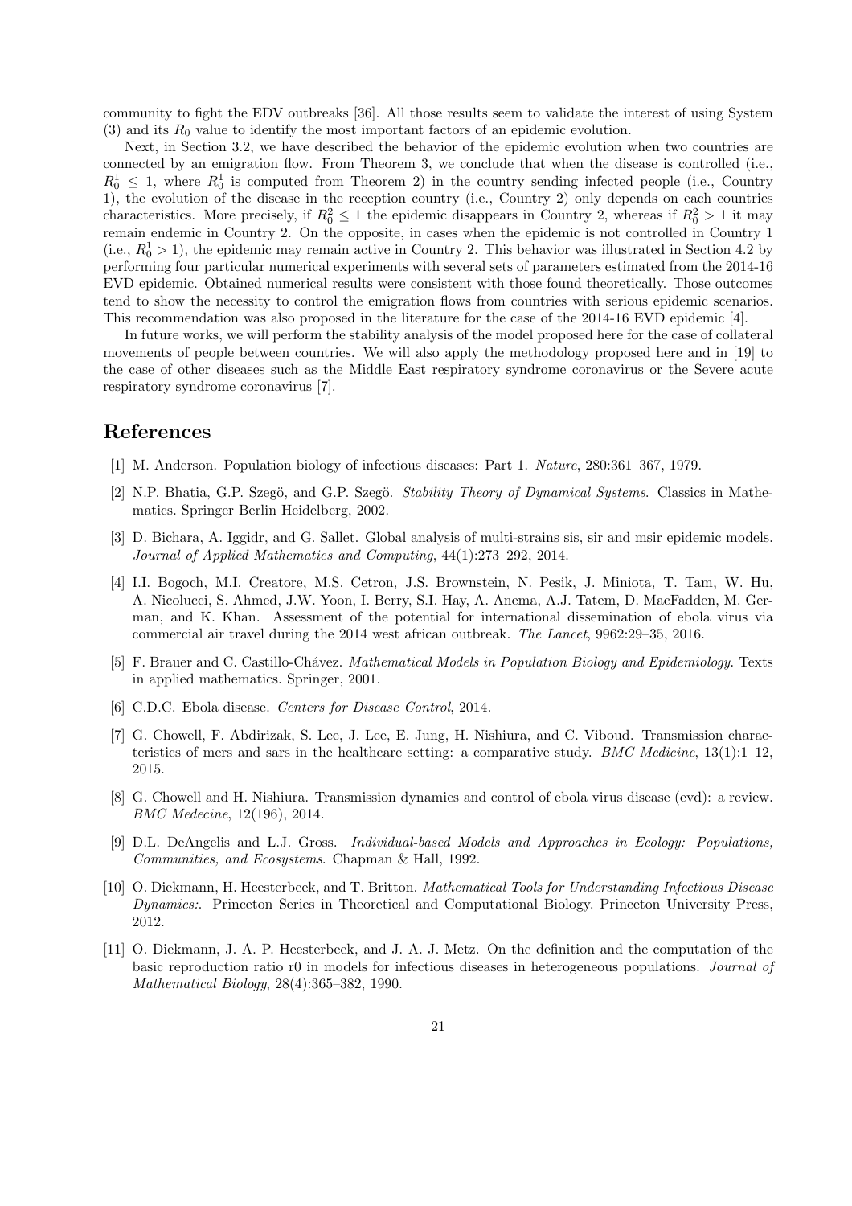community to fight the EDV outbreaks [36]. All those results seem to validate the interest of using System (3) and its $R_0$ value to identify the most important factors of an epidemic evolution.

Next, in Section 3.2, we have described the behavior of the epidemic evolution when two countries are connected by an emigration flow. From Theorem 3, we conclude that when the disease is controlled (i.e., $R_0^1 \leq 1$, where $R_0^1$ is computed from Theorem 2) in the country sending infected people (i.e., Country 1), the evolution of the disease in the reception country (i.e., Country 2) only depends on each countries characteristics. More precisely, if $R_0^2 \leq 1$ the epidemic disappears in Country 2, whereas if $R_0^2 > 1$ it may remain endemic in Country 2. On the opposite, in cases when the epidemic is not controlled in Country 1 (i.e., $R_0^1 > 1$), the epidemic may remain active in Country 2. This behavior was illustrated in Section 4.2 by performing four particular numerical experiments with several sets of parameters estimated from the 2014-16 EVD epidemic. Obtained numerical results were consistent with those found theoretically. Those outcomes tend to show the necessity to control the emigration flows from countries with serious epidemic scenarios. This recommendation was also proposed in the literature for the case of the 2014-16 EVD epidemic [4].

In future works, we will perform the stability analysis of the model proposed here for the case of collateral movements of people between countries. We will also apply the methodology proposed here and in [19] to the case of other diseases such as the Middle East respiratory syndrome coronavirus or the Severe acute respiratory syndrome coronavirus [7].

# References

[1] M. Anderson. Population biology of infectious diseases: Part 1. *Nature*, 280:361–367, 1979.

[2] N.P. Bhatia, G.P. Szegö, and G.P. Szegö. *Stability Theory of Dynamical Systems*. Classics in Mathematics. Springer Berlin Heidelberg, 2002.

[3] D. Bichara, A. Iggidr, and G. Sallet. Global analysis of multi-strains sis, sir and msir epidemic models. *Journal of Applied Mathematics and Computing*, 44(1):273–292, 2014.

[4] I.I. Bogoch, M.I. Creatore, M.S. Cetron, J.S. Brownstein, N. Pesik, J. Miniota, T. Tam, W. Hu, A. Nicolucci, S. Ahmed, J.W. Yoon, I. Berry, S.I. Hay, A. Anema, A.J. Tatem, D. MacFadden, M. German, and K. Khan. Assessment of the potential for international dissemination of ebola virus via commercial air travel during the 2014 west african outbreak. *The Lancet*, 9962:29–35, 2016.

[5] F. Brauer and C. Castillo-Chávez. *Mathematical Models in Population Biology and Epidemiology*. Texts in applied mathematics. Springer, 2001.

[6] C.D.C. Ebola disease. *Centers for Disease Control*, 2014.

[7] G. Chowell, F. Abdirizak, S. Lee, J. Lee, E. Jung, H. Nishiura, and C. Viboud. Transmission characteristics of mers and sars in the healthcare setting: a comparative study. *BMC Medicine*, 13(1):1–12, 2015.

[8] G. Chowell and H. Nishiura. Transmission dynamics and control of ebola virus disease (evd): a review. *BMC Medecine*, 12(196), 2014.

[9] D.L. DeAngelis and L.J. Gross. *Individual-based Models and Approaches in Ecology: Populations, Communities, and Ecosystems*. Chapman & Hall, 1992.

[10] O. Diekmann, H. Heesterbeek, and T. Britton. *Mathematical Tools for Understanding Infectious Disease Dynamics:*. Princeton Series in Theoretical and Computational Biology. Princeton University Press, 2012.

[11] O. Diekmann, J. A. P. Heesterbeek, and J. A. J. Metz. On the definition and the computation of the basic reproduction ratio r0 in models for infectious diseases in heterogeneous populations. *Journal of Mathematical Biology*, 28(4):365–382, 1990.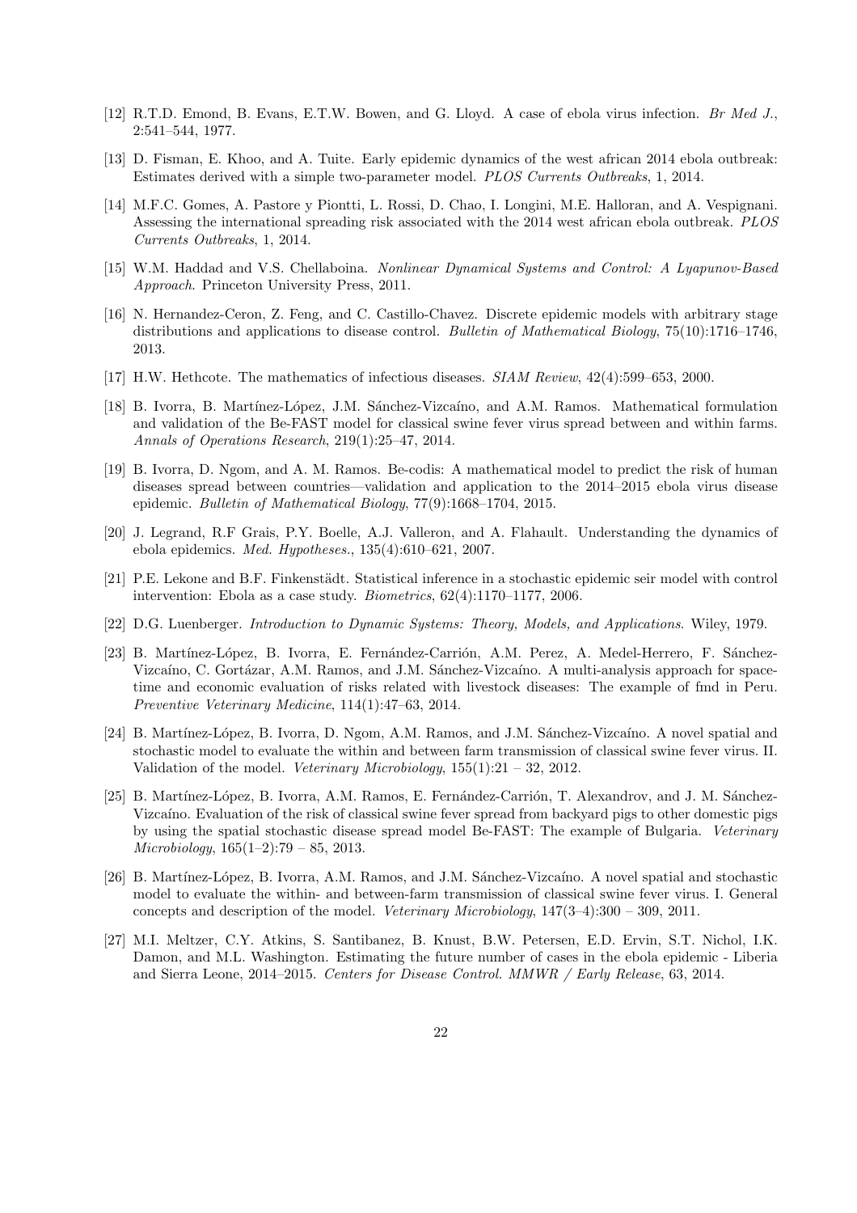[12] R.T.D. Emond, B. Evans, E.T.W. Bowen, and G. Lloyd. A case of ebola virus infection. *Br Med J.*, 2:541–544, 1977.

[13] D. Fisman, E. Khoo, and A. Tuite. Early epidemic dynamics of the west african 2014 ebola outbreak: Estimates derived with a simple two-parameter model. *PLOS Currents Outbreaks*, 1, 2014.

[14] M.F.C. Gomes, A. Pastore y Piontti, L. Rossi, D. Chao, I. Longini, M.E. Halloran, and A. Vespignani. Assessing the international spreading risk associated with the 2014 west african ebola outbreak. *PLOS Currents Outbreaks*, 1, 2014.

[15] W.M. Haddad and V.S. Chellaboina. *Nonlinear Dynamical Systems and Control: A Lyapunov-Based Approach*. Princeton University Press, 2011.

[16] N. Hernandez-Ceron, Z. Feng, and C. Castillo-Chavez. Discrete epidemic models with arbitrary stage distributions and applications to disease control. *Bulletin of Mathematical Biology*, 75(10):1716–1746, 2013.

[17] H.W. Hethcote. The mathematics of infectious diseases. *SIAM Review*, 42(4):599–653, 2000.

[18] B. Ivorra, B. Martínez-López, J.M. Sánchez-Vizcaíno, and A.M. Ramos. Mathematical formulation and validation of the Be-FAST model for classical swine fever virus spread between and within farms. *Annals of Operations Research*, 219(1):25–47, 2014.

[19] B. Ivorra, D. Ngom, and A. M. Ramos. Be-codis: A mathematical model to predict the risk of human diseases spread between countries—validation and application to the 2014–2015 ebola virus disease epidemic. *Bulletin of Mathematical Biology*, 77(9):1668–1704, 2015.

[20] J. Legrand, R.F Grais, P.Y. Boelle, A.J. Valleron, and A. Flahault. Understanding the dynamics of ebola epidemics. *Med. Hypotheses.*, 135(4):610–621, 2007.

[21] P.E. Lekone and B.F. Finkenstädt. Statistical inference in a stochastic epidemic seir model with control intervention: Ebola as a case study. *Biometrics*, 62(4):1170–1177, 2006.

[22] D.G. Luenberger. *Introduction to Dynamic Systems: Theory, Models, and Applications*. Wiley, 1979.

[23] B. Martínez-López, B. Ivorra, E. Fernández-Carrión, A.M. Perez, A. Medel-Herrero, F. Sánchez-Vizcaíno, C. Gortázar, A.M. Ramos, and J.M. Sánchez-Vizcaíno. A multi-analysis approach for space-time and economic evaluation of risks related with livestock diseases: The example of fmd in Peru. *Preventive Veterinary Medicine*, 114(1):47–63, 2014.

[24] B. Martínez-López, B. Ivorra, D. Ngom, A.M. Ramos, and J.M. Sánchez-Vizcaíno. A novel spatial and stochastic model to evaluate the within and between farm transmission of classical swine fever virus. II. Validation of the model. *Veterinary Microbiology*, 155(1):21 – 32, 2012.

[25] B. Martínez-López, B. Ivorra, A.M. Ramos, E. Fernández-Carrión, T. Alexandrov, and J. M. Sánchez-Vizcaíno. Evaluation of the risk of classical swine fever spread from backyard pigs to other domestic pigs by using the spatial stochastic disease spread model Be-FAST: The example of Bulgaria. *Veterinary Microbiology*, 165(1–2):79 – 85, 2013.

[26] B. Martínez-López, B. Ivorra, A.M. Ramos, and J.M. Sánchez-Vizcaíno. A novel spatial and stochastic model to evaluate the within- and between-farm transmission of classical swine fever virus. I. General concepts and description of the model. *Veterinary Microbiology*, 147(3–4):300 – 309, 2011.

[27] M.I. Meltzer, C.Y. Atkins, S. Santibanez, B. Knust, B.W. Petersen, E.D. Ervin, S.T. Nichol, I.K. Damon, and M.L. Washington. Estimating the future number of cases in the ebola epidemic - Liberia and Sierra Leone, 2014–2015. *Centers for Disease Control. MMWR / Early Release*, 63, 2014.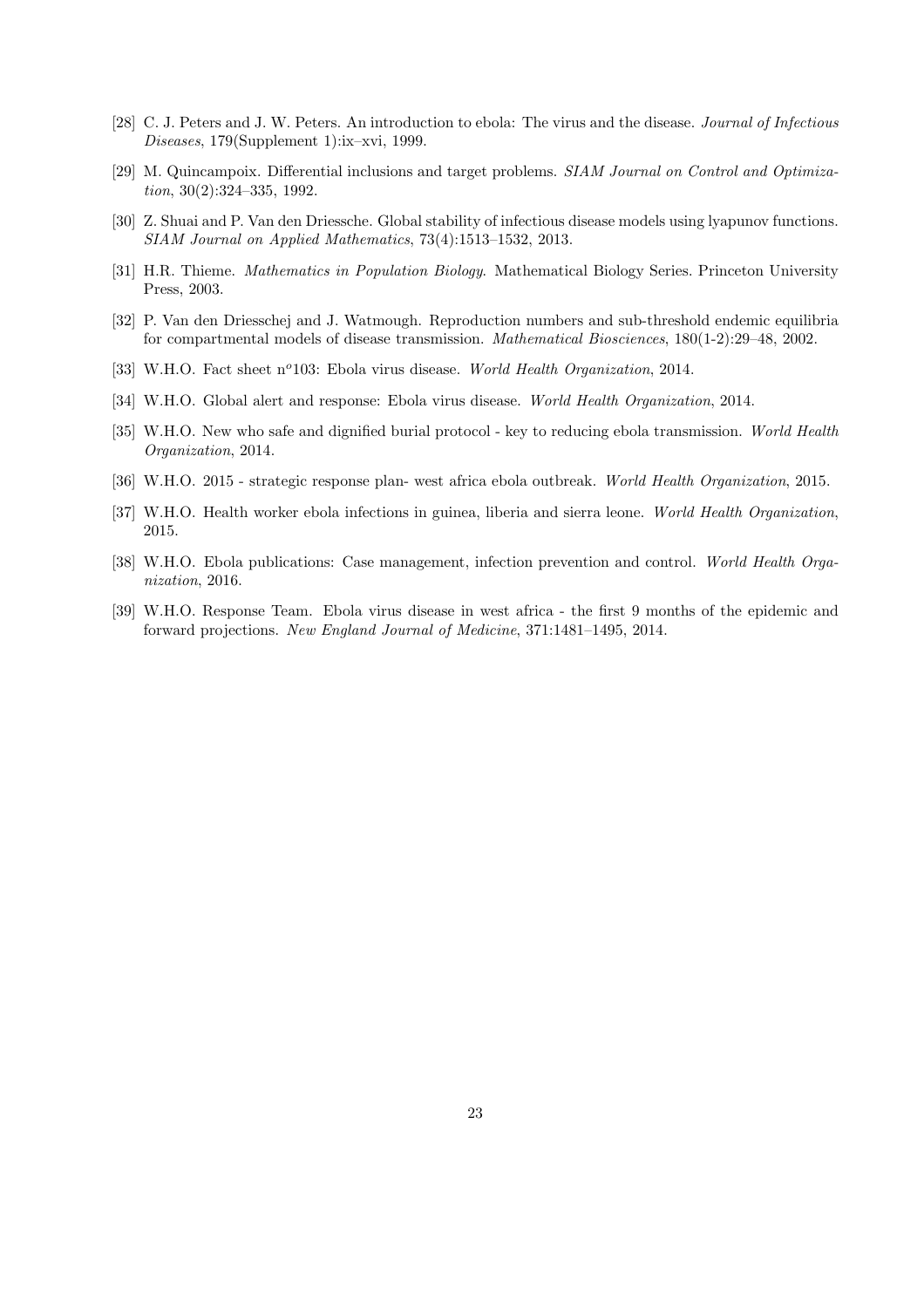[28] C. J. Peters and J. W. Peters. An introduction to ebola: The virus and the disease. *Journal of Infectious Diseases*, 179(Supplement 1):ix–xvi, 1999.

[29] M. Quincampoix. Differential inclusions and target problems. *SIAM Journal on Control and Optimization*, 30(2):324–335, 1992.

[30] Z. Shuai and P. Van den Driessche. Global stability of infectious disease models using lyapunov functions. *SIAM Journal on Applied Mathematics*, 73(4):1513–1532, 2013.

[31] H.R. Thieme. *Mathematics in Population Biology*. Mathematical Biology Series. Princeton University Press, 2003.

[32] P. Van den Driesschej and J. Watmough. Reproduction numbers and sub-threshold endemic equilibria for compartmental models of disease transmission. *Mathematical Biosciences*, 180(1-2):29–48, 2002.

[33] W.H.O. Fact sheet n$^o$103: Ebola virus disease. *World Health Organization*, 2014.

[34] W.H.O. Global alert and response: Ebola virus disease. *World Health Organization*, 2014.

[35] W.H.O. New who safe and dignified burial protocol - key to reducing ebola transmission. *World Health Organization*, 2014.

[36] W.H.O. 2015 - strategic response plan- west africa ebola outbreak. *World Health Organization*, 2015.

[37] W.H.O. Health worker ebola infections in guinea, liberia and sierra leone. *World Health Organization*, 2015.

[38] W.H.O. Ebola publications: Case management, infection prevention and control. *World Health Organization*, 2016.

[39] W.H.O. Response Team. Ebola virus disease in west africa - the first 9 months of the epidemic and forward projections. *New England Journal of Medicine*, 371:1481–1495, 2014.